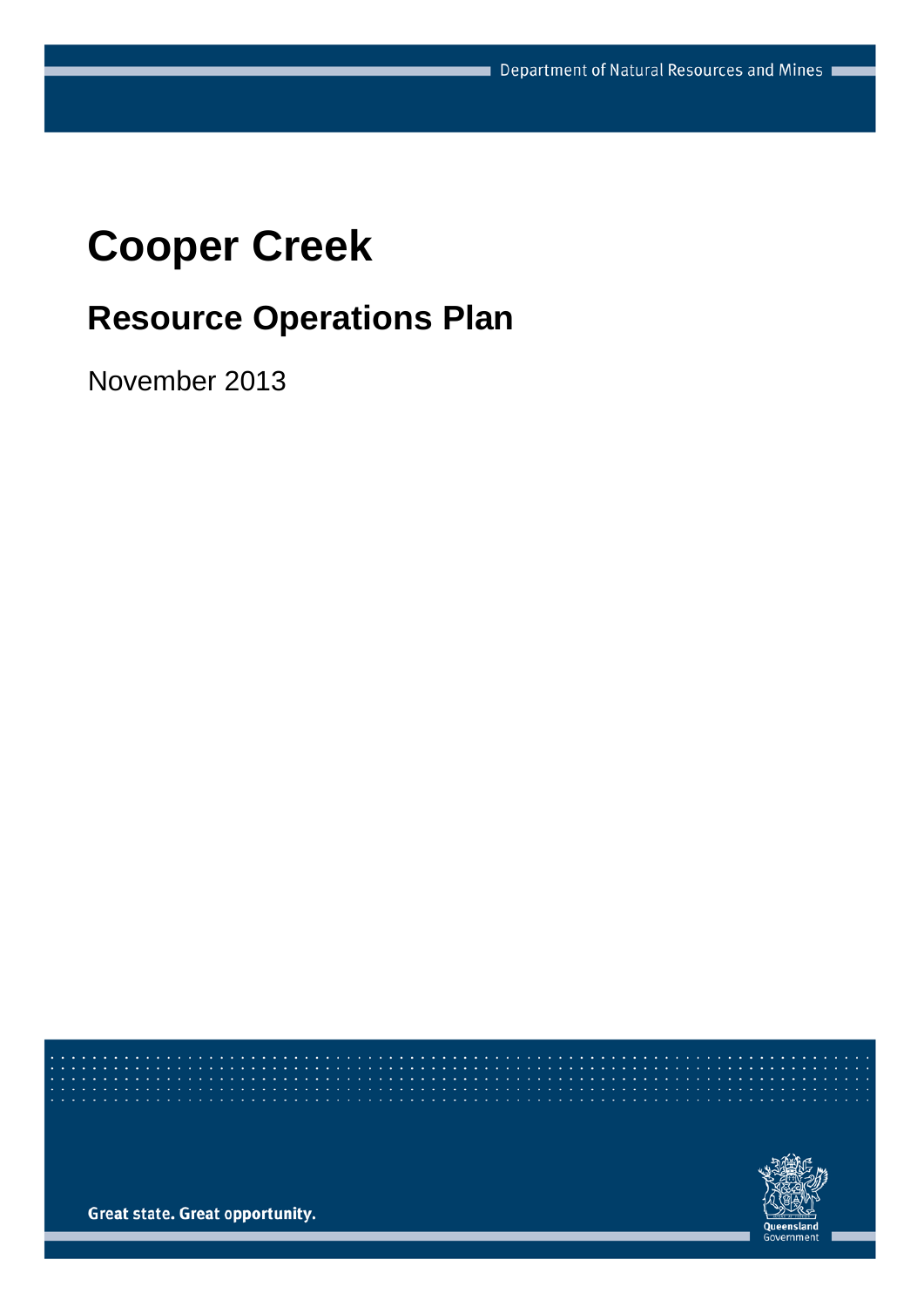Department of Natural Resources and Mines

# Cooper Creek

## Resource Operations Plan

November 2013

Great state. Great opportunity.

Queensland Government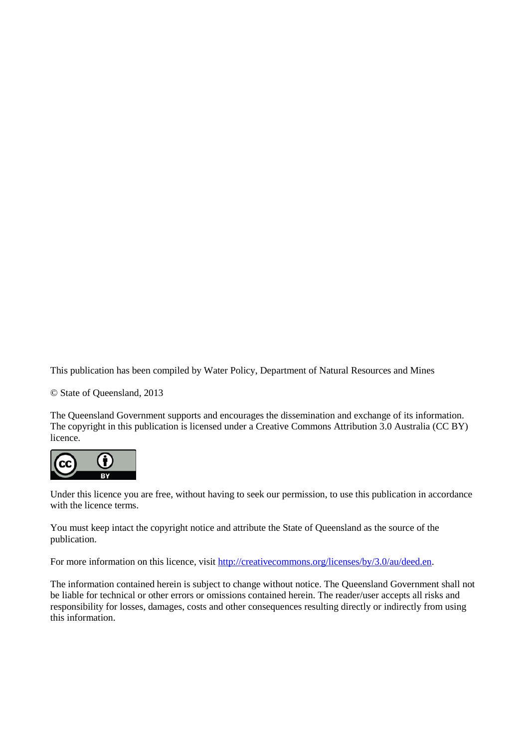This publication has been compiled by Water Policy, Department of Natural Resources and Mines

© State of Queensland, 2013

The Queensland Government supports and encourages the dissemination and exchange of its information. The copyright in this publication is licensed under a Creative Commons Attribution 3.0 Australia (CC BY) licence.

Under this licence you are free, without having to seek our permission, to use this publication in accordance with the licence terms.

You must keep intact the copyright notice and attribute the State of Queensland as the source of the publication.

For more information on this licence, visit http://creativecommons.org/licenses/by/3.0/au/deed.en.

The information contained herein is subject to change without notice. The Queensland Government shall not be liable for technical or other errors or omissions contained herein. The reader/user accepts all risks and responsibility for losses, damages, costs and other consequences resulting directly or indirectly from using this information.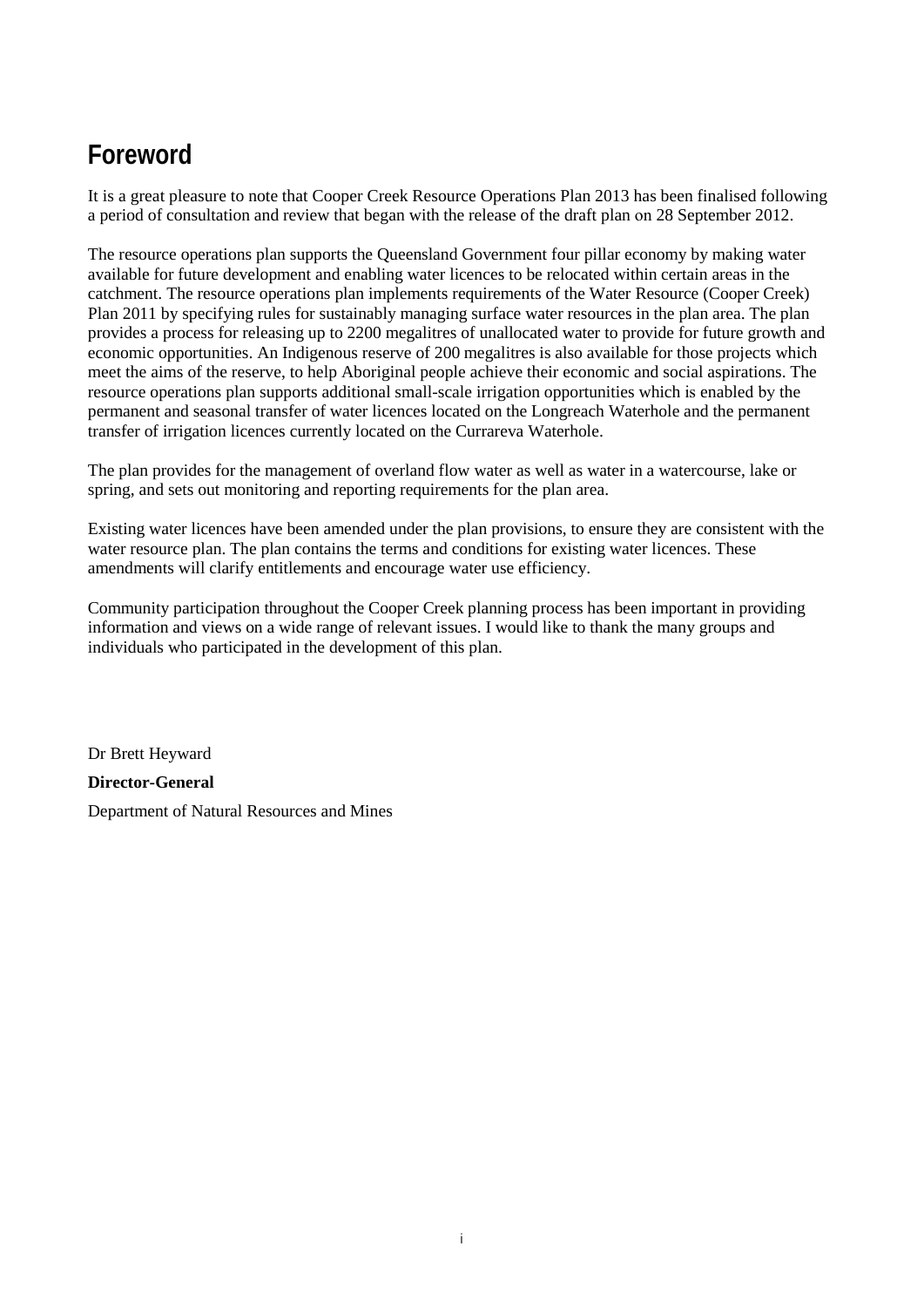# Foreword

It is a great pleasure to note that Cooper Creek Resource Operations Plan 2013 has been finalised following a period of consultation and review that began with the release of the draft plan on 28 September 2012.

The resource operations plan supports the Queensland Government four pillar economy by making water available for future development and enabling water licences to be relocated within certain areas in the catchment. The resource operations plan implements requirements of the Water Resource (Cooper Creek) Plan 2011 by specifying rules for sustainably managing surface water resources in the plan area. The plan provides a process for releasing up to 2200 megalitres of unallocated water to provide for future growth and economic opportunities. An Indigenous reserve of 200 megalitres is also available for those projects which meet the aims of the reserve, to help Aboriginal people achieve their economic and social aspirations. The resource operations plan supports additional small-scale irrigation opportunities which is enabled by the permanent and seasonal transfer of water licences located on the Longreach Waterhole and the permanent transfer of irrigation licences currently located on the Currareva Waterhole.

The plan provides for the management of overland flow water as well as water in a watercourse, lake or spring, and sets out monitoring and reporting requirements for the plan area.

Existing water licences have been amended under the plan provisions, to ensure they are consistent with the water resource plan. The plan contains the terms and conditions for existing water licences. These amendments will clarify entitlements and encourage water use efficiency.

Community participation throughout the Cooper Creek planning process has been important in providing information and views on a wide range of relevant issues. I would like to thank the many groups and individuals who participated in the development of this plan.

Dr Brett Heyward

**Director-General**

Department of Natural Resources and Mines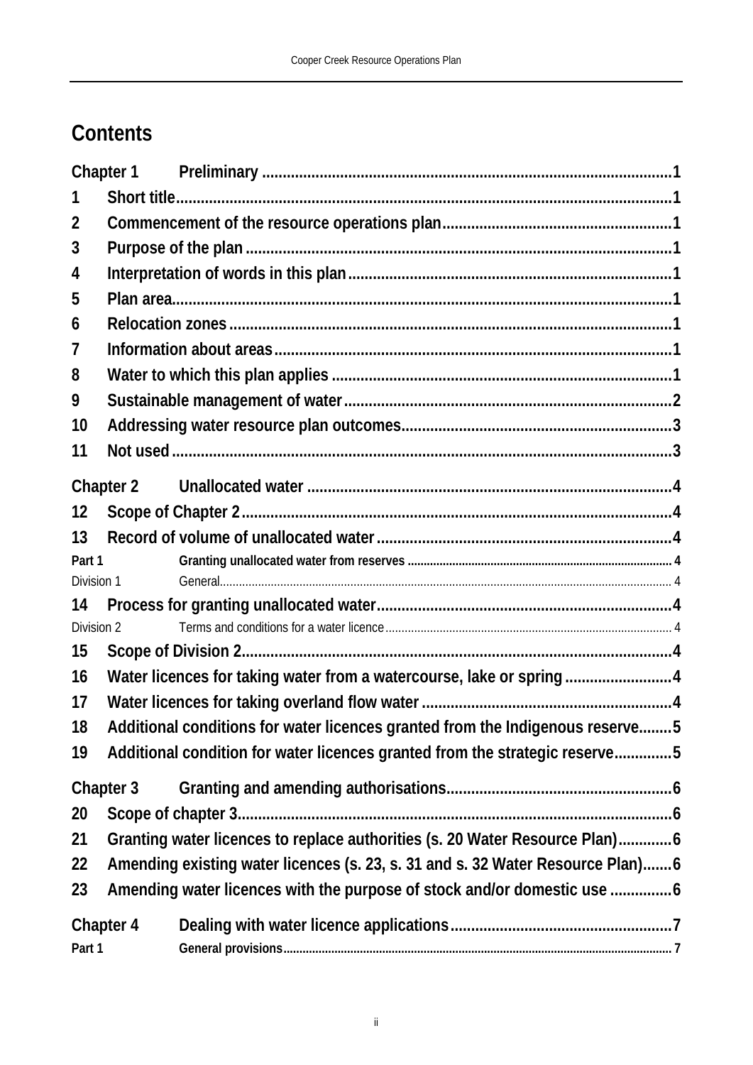## Contents

Chapter 1 Preliminary ..... 1

1 Short title ..... 1

2 Commencement of the resource operations plan ..... 1

3 Purpose of the plan ..... 1

4 Interpretation of words in this plan ..... 1

5 Plan area ..... 1

6 Relocation zones ..... 1

7 Information about areas ..... 1

8 Water to which this plan applies ..... 1

9 Sustainable management of water ..... 2

10 Addressing water resource plan outcomes ..... 3

11 Not used ..... 3

Chapter 2 Unallocated water ..... 4

12 Scope of Chapter 2 ..... 4

13 Record of volume of unallocated water ..... 4

Part 1 Granting unallocated water from reserves ..... 4

Division 1 General ..... 4

14 Process for granting unallocated water ..... 4

Division 2 Terms and conditions for a water licence ..... 4

15 Scope of Division 2 ..... 4

16 Water licences for taking water from a watercourse, lake or spring ..... 4

17 Water licences for taking overland flow water ..... 4

18 Additional conditions for water licences granted from the Indigenous reserve ..... 5

19 Additional condition for water licences granted from the strategic reserve ..... 5

Chapter 3 Granting and amending authorisations ..... 6

20 Scope of chapter 3 ..... 6

21 Granting water licences to replace authorities (s. 20 Water Resource Plan) ..... 6

22 Amending existing water licences (s. 23, s. 31 and s. 32 Water Resource Plan) ..... 6

23 Amending water licences with the purpose of stock and/or domestic use ..... 6

Chapter 4 Dealing with water licence applications ..... 7

Part 1 General provisions ..... 7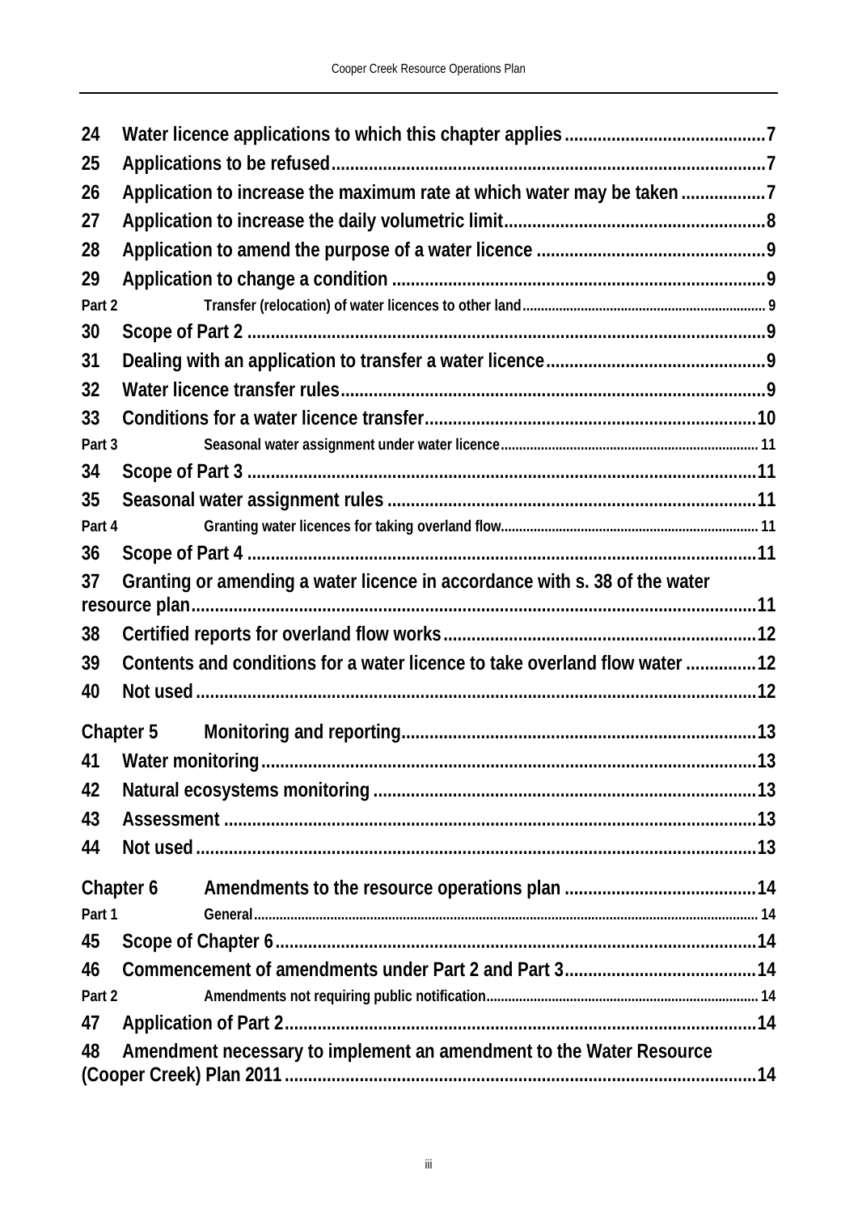24 Water licence applications to which this chapter applies .......... 7
25 Applications to be refused .......... 7
26 Application to increase the maximum rate at which water may be taken .......... 7
27 Application to increase the daily volumetric limit .......... 8
28 Application to amend the purpose of a water licence .......... 9
29 Application to change a condition .......... 9

Part 2 Transfer (relocation) of water licences to other land .......... 9

30 Scope of Part 2 .......... 9
31 Dealing with an application to transfer a water licence .......... 9
32 Water licence transfer rules .......... 9
33 Conditions for a water licence transfer .......... 10

Part 3 Seasonal water assignment under water licence .......... 11

34 Scope of Part 3 .......... 11
35 Seasonal water assignment rules .......... 11

Part 4 Granting water licences for taking overland flow .......... 11

36 Scope of Part 4 .......... 11
37 Granting or amending a water licence in accordance with s. 38 of the water resource plan .......... 11
38 Certified reports for overland flow works .......... 12
39 Contents and conditions for a water licence to take overland flow water .......... 12
40 Not used .......... 12

Chapter 5 Monitoring and reporting .......... 13

41 Water monitoring .......... 13
42 Natural ecosystems monitoring .......... 13
43 Assessment .......... 13
44 Not used .......... 13

Chapter 6 Amendments to the resource operations plan .......... 14

Part 1 General .......... 14

45 Scope of Chapter 6 .......... 14
46 Commencement of amendments under Part 2 and Part 3 .......... 14

Part 2 Amendments not requiring public notification .......... 14

47 Application of Part 2 .......... 14
48 Amendment necessary to implement an amendment to the Water Resource (Cooper Creek) Plan 2011 .......... 14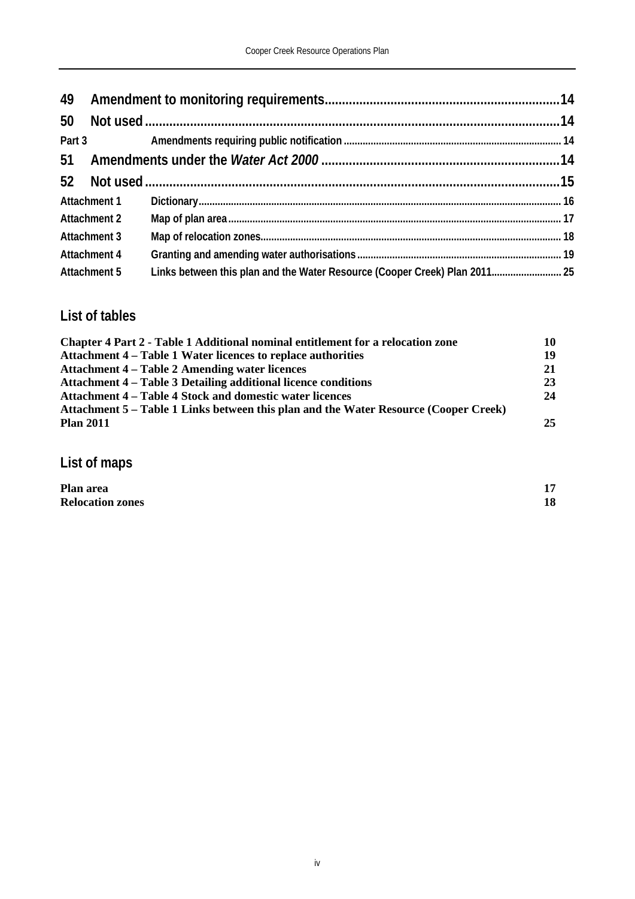| | | |
|---|---|---|
| 49 | Amendment to monitoring requirements | 14 |
| 50 | Not used | 14 |
| Part 3 | Amendments requiring public notification | 14 |
| 51 | Amendments under the *Water Act 2000* | 14 |
| 52 | Not used | 15 |
| Attachment 1 | Dictionary | 16 |
| Attachment 2 | Map of plan area | 17 |
| Attachment 3 | Map of relocation zones | 18 |
| Attachment 4 | Granting and amending water authorisations | 19 |
| Attachment 5 | Links between this plan and the Water Resource (Cooper Creek) Plan 2011 | 25 |

## List of tables

| | |
|---|---|
| **Chapter 4 Part 2 - Table 1 Additional nominal entitlement for a relocation zone** | **10** |
| **Attachment 4 – Table 1 Water licences to replace authorities** | **19** |
| **Attachment 4 – Table 2 Amending water licences** | **21** |
| **Attachment 4 – Table 3 Detailing additional licence conditions** | **23** |
| **Attachment 4 – Table 4 Stock and domestic water licences** | **24** |
| **Attachment 5 – Table 1 Links between this plan and the Water Resource (Cooper Creek) Plan 2011** | **25** |

## List of maps

| | |
|---|---|
| **Plan area** | **17** |
| **Relocation zones** | **18** |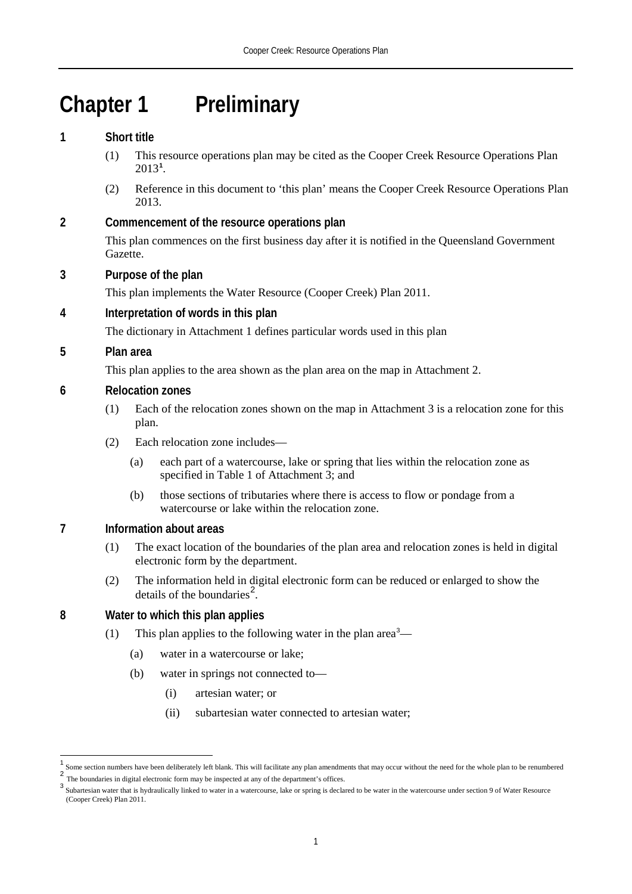# Chapter 1 Preliminary

## 1 Short title

(1) This resource operations plan may be cited as the Cooper Creek Resource Operations Plan 2013[1].

(2) Reference in this document to 'this plan' means the Cooper Creek Resource Operations Plan 2013.

## 2 Commencement of the resource operations plan

This plan commences on the first business day after it is notified in the Queensland Government Gazette.

## 3 Purpose of the plan

This plan implements the Water Resource (Cooper Creek) Plan 2011.

## 4 Interpretation of words in this plan

The dictionary in Attachment 1 defines particular words used in this plan

## 5 Plan area

This plan applies to the area shown as the plan area on the map in Attachment 2.

## 6 Relocation zones

(1) Each of the relocation zones shown on the map in Attachment 3 is a relocation zone for this plan.

(2) Each relocation zone includes—

- (a) each part of a watercourse, lake or spring that lies within the relocation zone as specified in Table 1 of Attachment 3; and
- (b) those sections of tributaries where there is access to flow or pondage from a watercourse or lake within the relocation zone.

## 7 Information about areas

(1) The exact location of the boundaries of the plan area and relocation zones is held in digital electronic form by the department.

(2) The information held in digital electronic form can be reduced or enlarged to show the details of the boundaries[2].

## 8 Water to which this plan applies

(1) This plan applies to the following water in the plan area[3]—

- (a) water in a watercourse or lake;
- (b) water in springs not connected to—
  - (i) artesian water; or
  - (ii) subartesian water connected to artesian water;

---

[1] Some section numbers have been deliberately left blank. This will facilitate any plan amendments that may occur without the need for the whole plan to be renumbered

[2] The boundaries in digital electronic form may be inspected at any of the department's offices.

[3] Subartesian water that is hydraulically linked to water in a watercourse, lake or spring is declared to be water in the watercourse under section 9 of Water Resource (Cooper Creek) Plan 2011.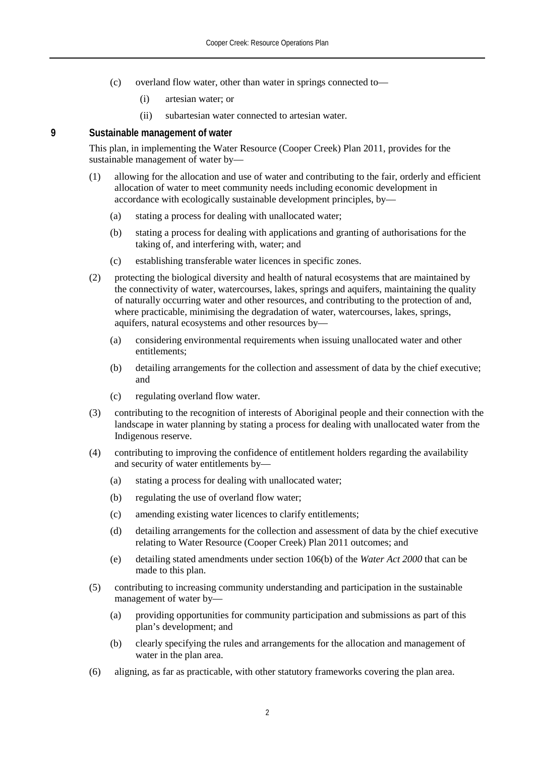(c) overland flow water, other than water in springs connected to—

   (i) artesian water; or

   (ii) subartesian water connected to artesian water.

### 9 Sustainable management of water

This plan, in implementing the Water Resource (Cooper Creek) Plan 2011, provides for the sustainable management of water by—

(1) allowing for the allocation and use of water and contributing to the fair, orderly and efficient allocation of water to meet community needs including economic development in accordance with ecologically sustainable development principles, by—

   (a) stating a process for dealing with unallocated water;

   (b) stating a process for dealing with applications and granting of authorisations for the taking of, and interfering with, water; and

   (c) establishing transferable water licences in specific zones.

(2) protecting the biological diversity and health of natural ecosystems that are maintained by the connectivity of water, watercourses, lakes, springs and aquifers, maintaining the quality of naturally occurring water and other resources, and contributing to the protection of and, where practicable, minimising the degradation of water, watercourses, lakes, springs, aquifers, natural ecosystems and other resources by—

   (a) considering environmental requirements when issuing unallocated water and other entitlements;

   (b) detailing arrangements for the collection and assessment of data by the chief executive; and

   (c) regulating overland flow water.

(3) contributing to the recognition of interests of Aboriginal people and their connection with the landscape in water planning by stating a process for dealing with unallocated water from the Indigenous reserve.

(4) contributing to improving the confidence of entitlement holders regarding the availability and security of water entitlements by—

   (a) stating a process for dealing with unallocated water;

   (b) regulating the use of overland flow water;

   (c) amending existing water licences to clarify entitlements;

   (d) detailing arrangements for the collection and assessment of data by the chief executive relating to Water Resource (Cooper Creek) Plan 2011 outcomes; and

   (e) detailing stated amendments under section 106(b) of the *Water Act 2000* that can be made to this plan.

(5) contributing to increasing community understanding and participation in the sustainable management of water by—

   (a) providing opportunities for community participation and submissions as part of this plan's development; and

   (b) clearly specifying the rules and arrangements for the allocation and management of water in the plan area.

(6) aligning, as far as practicable, with other statutory frameworks covering the plan area.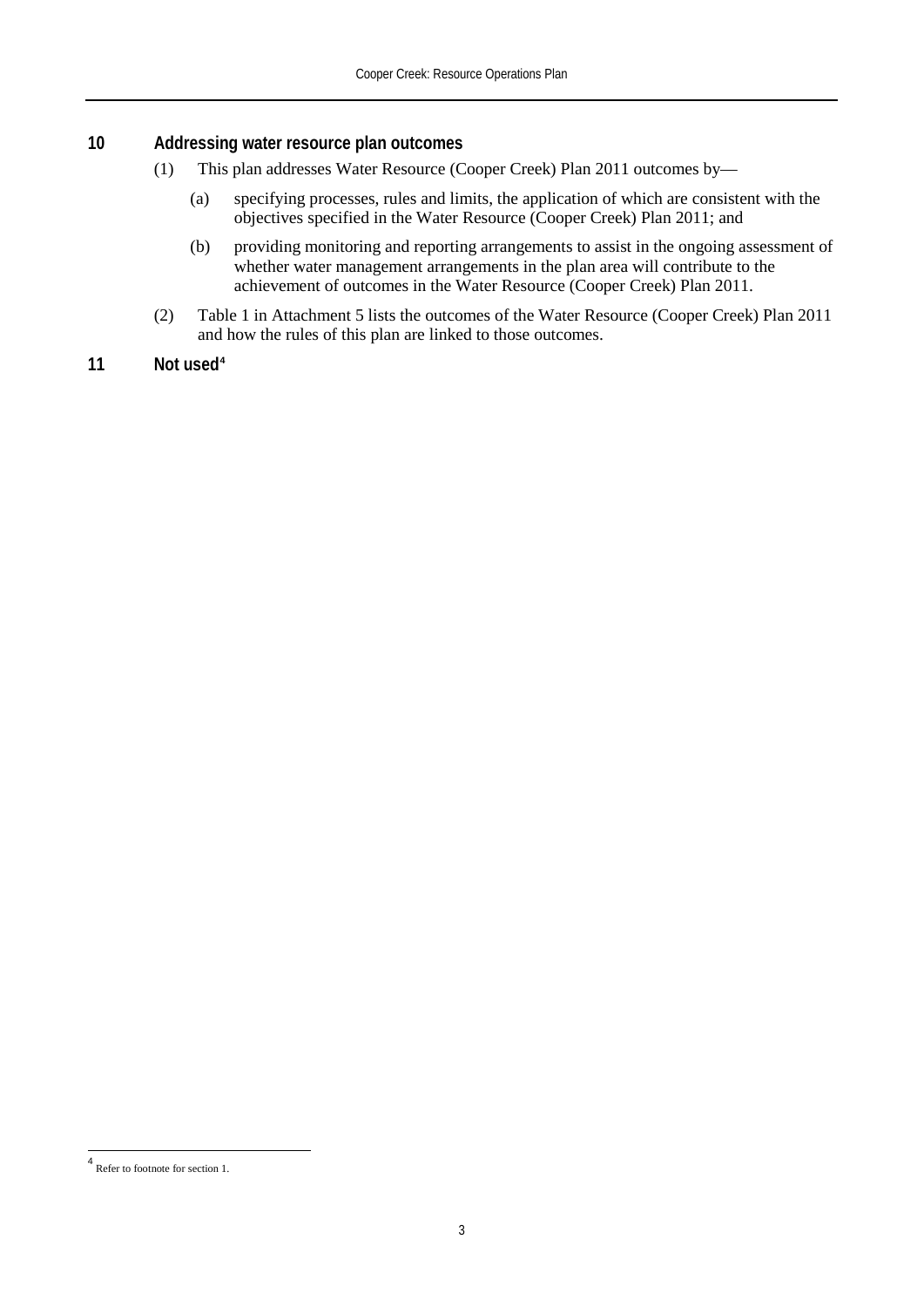## 10 Addressing water resource plan outcomes

(1) This plan addresses Water Resource (Cooper Creek) Plan 2011 outcomes by—

(a) specifying processes, rules and limits, the application of which are consistent with the objectives specified in the Water Resource (Cooper Creek) Plan 2011; and

(b) providing monitoring and reporting arrangements to assist in the ongoing assessment of whether water management arrangements in the plan area will contribute to the achievement of outcomes in the Water Resource (Cooper Creek) Plan 2011.

(2) Table 1 in Attachment 5 lists the outcomes of the Water Resource (Cooper Creek) Plan 2011 and how the rules of this plan are linked to those outcomes.

## 11 Not used[4]

---

[4] Refer to footnote for section 1.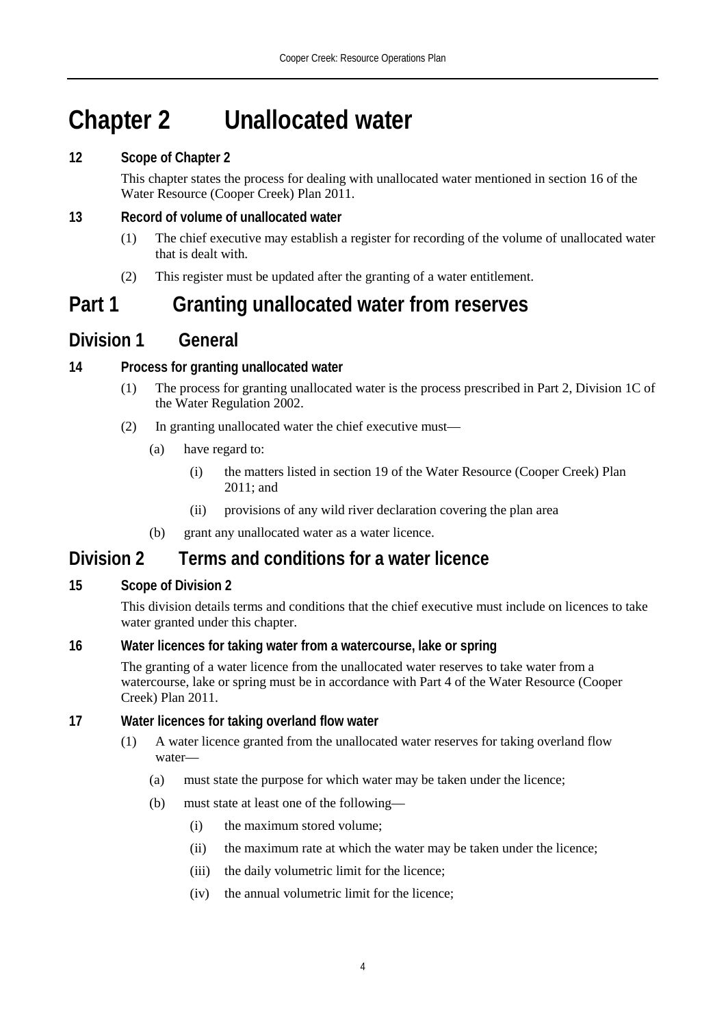# Chapter 2 Unallocated water

### 12 Scope of Chapter 2

This chapter states the process for dealing with unallocated water mentioned in section 16 of the Water Resource (Cooper Creek) Plan 2011.

### 13 Record of volume of unallocated water

(1) The chief executive may establish a register for recording of the volume of unallocated water that is dealt with.

(2) This register must be updated after the granting of a water entitlement.

## Part 1 Granting unallocated water from reserves

## Division 1 General

### 14 Process for granting unallocated water

(1) The process for granting unallocated water is the process prescribed in Part 2, Division 1C of the Water Regulation 2002.

(2) In granting unallocated water the chief executive must—

- (a) have regard to:
  - (i) the matters listed in section 19 of the Water Resource (Cooper Creek) Plan 2011; and
  - (ii) provisions of any wild river declaration covering the plan area
- (b) grant any unallocated water as a water licence.

## Division 2 Terms and conditions for a water licence

### 15 Scope of Division 2

This division details terms and conditions that the chief executive must include on licences to take water granted under this chapter.

### 16 Water licences for taking water from a watercourse, lake or spring

The granting of a water licence from the unallocated water reserves to take water from a watercourse, lake or spring must be in accordance with Part 4 of the Water Resource (Cooper Creek) Plan 2011.

### 17 Water licences for taking overland flow water

(1) A water licence granted from the unallocated water reserves for taking overland flow water—

- (a) must state the purpose for which water may be taken under the licence;
- (b) must state at least one of the following—
  - (i) the maximum stored volume;
  - (ii) the maximum rate at which the water may be taken under the licence;
  - (iii) the daily volumetric limit for the licence;
  - (iv) the annual volumetric limit for the licence;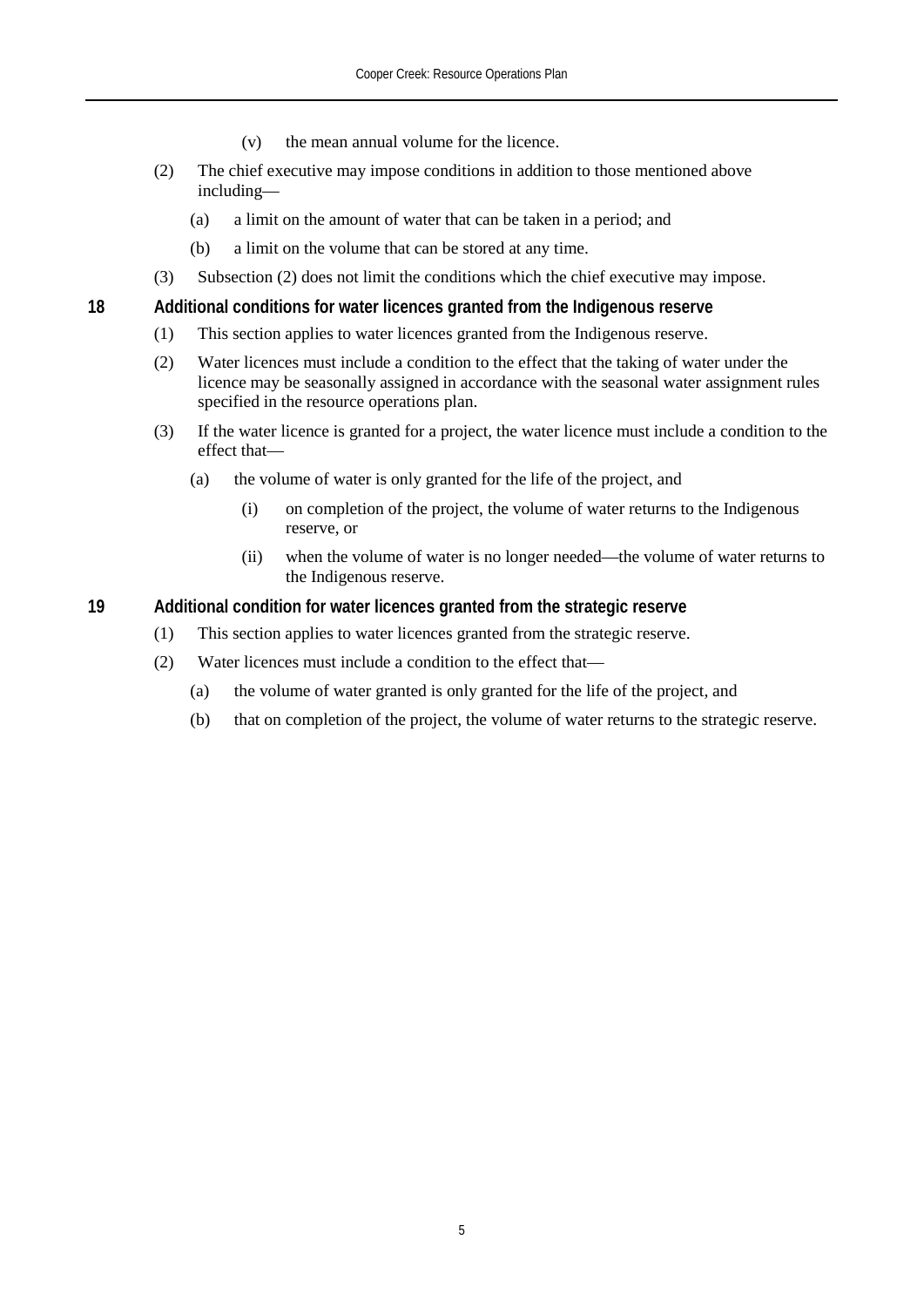(v) the mean annual volume for the licence.

(2) The chief executive may impose conditions in addition to those mentioned above including—

(a) a limit on the amount of water that can be taken in a period; and

(b) a limit on the volume that can be stored at any time.

(3) Subsection (2) does not limit the conditions which the chief executive may impose.

### 18 Additional conditions for water licences granted from the Indigenous reserve

(1) This section applies to water licences granted from the Indigenous reserve.

(2) Water licences must include a condition to the effect that the taking of water under the licence may be seasonally assigned in accordance with the seasonal water assignment rules specified in the resource operations plan.

(3) If the water licence is granted for a project, the water licence must include a condition to the effect that—

(a) the volume of water is only granted for the life of the project, and

(i) on completion of the project, the volume of water returns to the Indigenous reserve, or

(ii) when the volume of water is no longer needed—the volume of water returns to the Indigenous reserve.

### 19 Additional condition for water licences granted from the strategic reserve

(1) This section applies to water licences granted from the strategic reserve.

(2) Water licences must include a condition to the effect that—

(a) the volume of water granted is only granted for the life of the project, and

(b) that on completion of the project, the volume of water returns to the strategic reserve.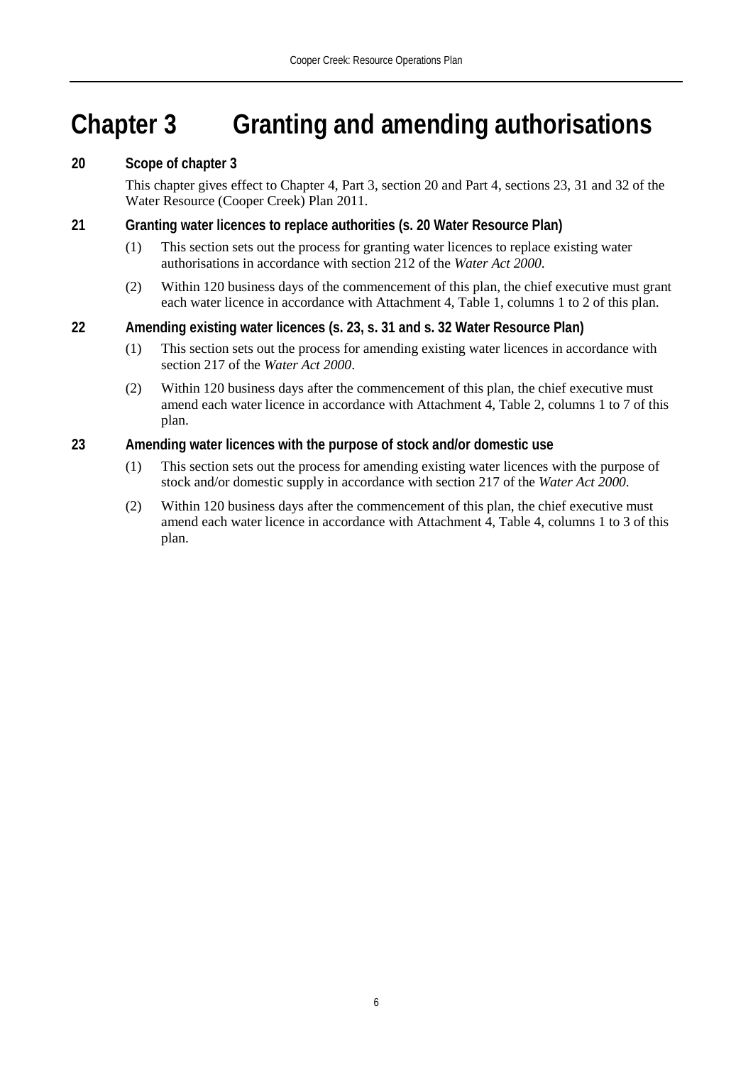# Chapter 3 Granting and amending authorisations

### 20 Scope of chapter 3

This chapter gives effect to Chapter 4, Part 3, section 20 and Part 4, sections 23, 31 and 32 of the Water Resource (Cooper Creek) Plan 2011.

### 21 Granting water licences to replace authorities (s. 20 Water Resource Plan)

(1) This section sets out the process for granting water licences to replace existing water authorisations in accordance with section 212 of the *Water Act 2000*.

(2) Within 120 business days of the commencement of this plan, the chief executive must grant each water licence in accordance with Attachment 4, Table 1, columns 1 to 2 of this plan.

### 22 Amending existing water licences (s. 23, s. 31 and s. 32 Water Resource Plan)

(1) This section sets out the process for amending existing water licences in accordance with section 217 of the *Water Act 2000*.

(2) Within 120 business days after the commencement of this plan, the chief executive must amend each water licence in accordance with Attachment 4, Table 2, columns 1 to 7 of this plan.

### 23 Amending water licences with the purpose of stock and/or domestic use

(1) This section sets out the process for amending existing water licences with the purpose of stock and/or domestic supply in accordance with section 217 of the *Water Act 2000*.

(2) Within 120 business days after the commencement of this plan, the chief executive must amend each water licence in accordance with Attachment 4, Table 4, columns 1 to 3 of this plan.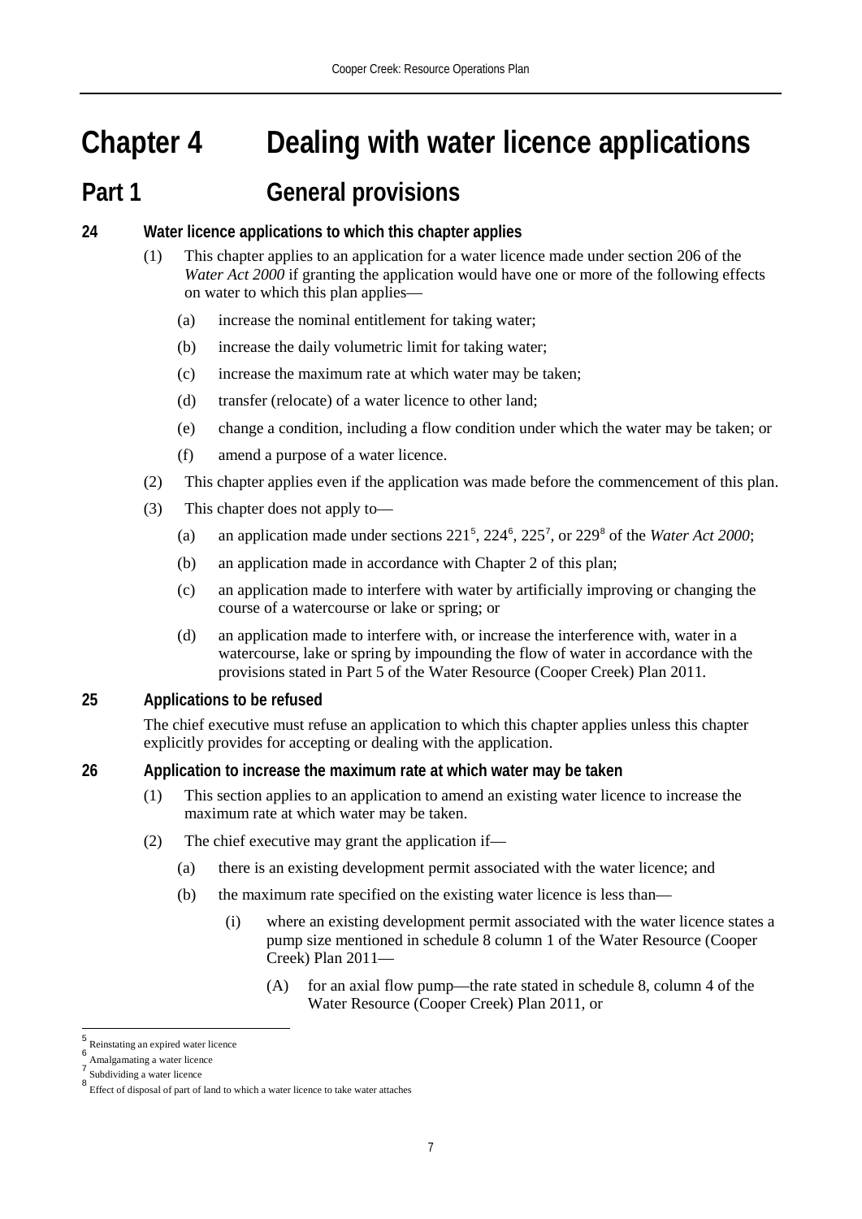# Chapter 4 Dealing with water licence applications

## Part 1 General provisions

### 24 Water licence applications to which this chapter applies

(1) This chapter applies to an application for a water licence made under section 206 of the *Water Act 2000* if granting the application would have one or more of the following effects on water to which this plan applies—

(a) increase the nominal entitlement for taking water;

(b) increase the daily volumetric limit for taking water;

(c) increase the maximum rate at which water may be taken;

(d) transfer (relocate) of a water licence to other land;

(e) change a condition, including a flow condition under which the water may be taken; or

(f) amend a purpose of a water licence.

(2) This chapter applies even if the application was made before the commencement of this plan.

(3) This chapter does not apply to—

(a) an application made under sections 221[5], 224[6], 225[7], or 229[8] of the *Water Act 2000*;

(b) an application made in accordance with Chapter 2 of this plan;

(c) an application made to interfere with water by artificially improving or changing the course of a watercourse or lake or spring; or

(d) an application made to interfere with, or increase the interference with, water in a watercourse, lake or spring by impounding the flow of water in accordance with the provisions stated in Part 5 of the Water Resource (Cooper Creek) Plan 2011.

### 25 Applications to be refused

The chief executive must refuse an application to which this chapter applies unless this chapter explicitly provides for accepting or dealing with the application.

### 26 Application to increase the maximum rate at which water may be taken

(1) This section applies to an application to amend an existing water licence to increase the maximum rate at which water may be taken.

(2) The chief executive may grant the application if—

(a) there is an existing development permit associated with the water licence; and

(b) the maximum rate specified on the existing water licence is less than—

(i) where an existing development permit associated with the water licence states a pump size mentioned in schedule 8 column 1 of the Water Resource (Cooper Creek) Plan 2011—

(A) for an axial flow pump—the rate stated in schedule 8, column 4 of the Water Resource (Cooper Creek) Plan 2011, or

---

[5] Reinstating an expired water licence

[6] Amalgamating a water licence

[7] Subdividing a water licence

[8] Effect of disposal of part of land to which a water licence to take water attaches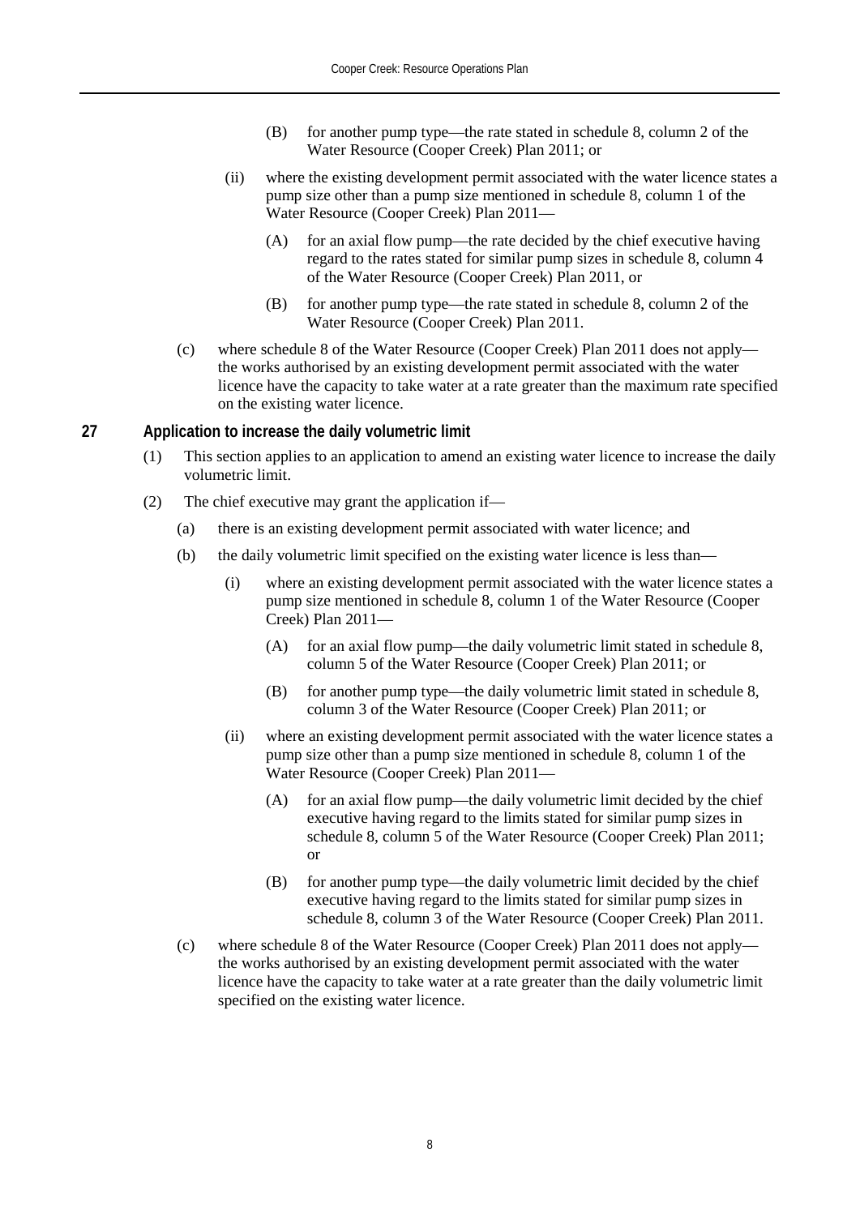(B) for another pump type—the rate stated in schedule 8, column 2 of the Water Resource (Cooper Creek) Plan 2011; or

(ii) where the existing development permit associated with the water licence states a pump size other than a pump size mentioned in schedule 8, column 1 of the Water Resource (Cooper Creek) Plan 2011—

(A) for an axial flow pump—the rate decided by the chief executive having regard to the rates stated for similar pump sizes in schedule 8, column 4 of the Water Resource (Cooper Creek) Plan 2011, or

(B) for another pump type—the rate stated in schedule 8, column 2 of the Water Resource (Cooper Creek) Plan 2011.

(c) where schedule 8 of the Water Resource (Cooper Creek) Plan 2011 does not apply—the works authorised by an existing development permit associated with the water licence have the capacity to take water at a rate greater than the maximum rate specified on the existing water licence.

### 27 Application to increase the daily volumetric limit

(1) This section applies to an application to amend an existing water licence to increase the daily volumetric limit.

(2) The chief executive may grant the application if—

(a) there is an existing development permit associated with water licence; and

(b) the daily volumetric limit specified on the existing water licence is less than—

(i) where an existing development permit associated with the water licence states a pump size mentioned in schedule 8, column 1 of the Water Resource (Cooper Creek) Plan 2011—

(A) for an axial flow pump—the daily volumetric limit stated in schedule 8, column 5 of the Water Resource (Cooper Creek) Plan 2011; or

(B) for another pump type—the daily volumetric limit stated in schedule 8, column 3 of the Water Resource (Cooper Creek) Plan 2011; or

(ii) where an existing development permit associated with the water licence states a pump size other than a pump size mentioned in schedule 8, column 1 of the Water Resource (Cooper Creek) Plan 2011—

(A) for an axial flow pump—the daily volumetric limit decided by the chief executive having regard to the limits stated for similar pump sizes in schedule 8, column 5 of the Water Resource (Cooper Creek) Plan 2011; or

(B) for another pump type—the daily volumetric limit decided by the chief executive having regard to the limits stated for similar pump sizes in schedule 8, column 3 of the Water Resource (Cooper Creek) Plan 2011.

(c) where schedule 8 of the Water Resource (Cooper Creek) Plan 2011 does not apply—the works authorised by an existing development permit associated with the water licence have the capacity to take water at a rate greater than the daily volumetric limit specified on the existing water licence.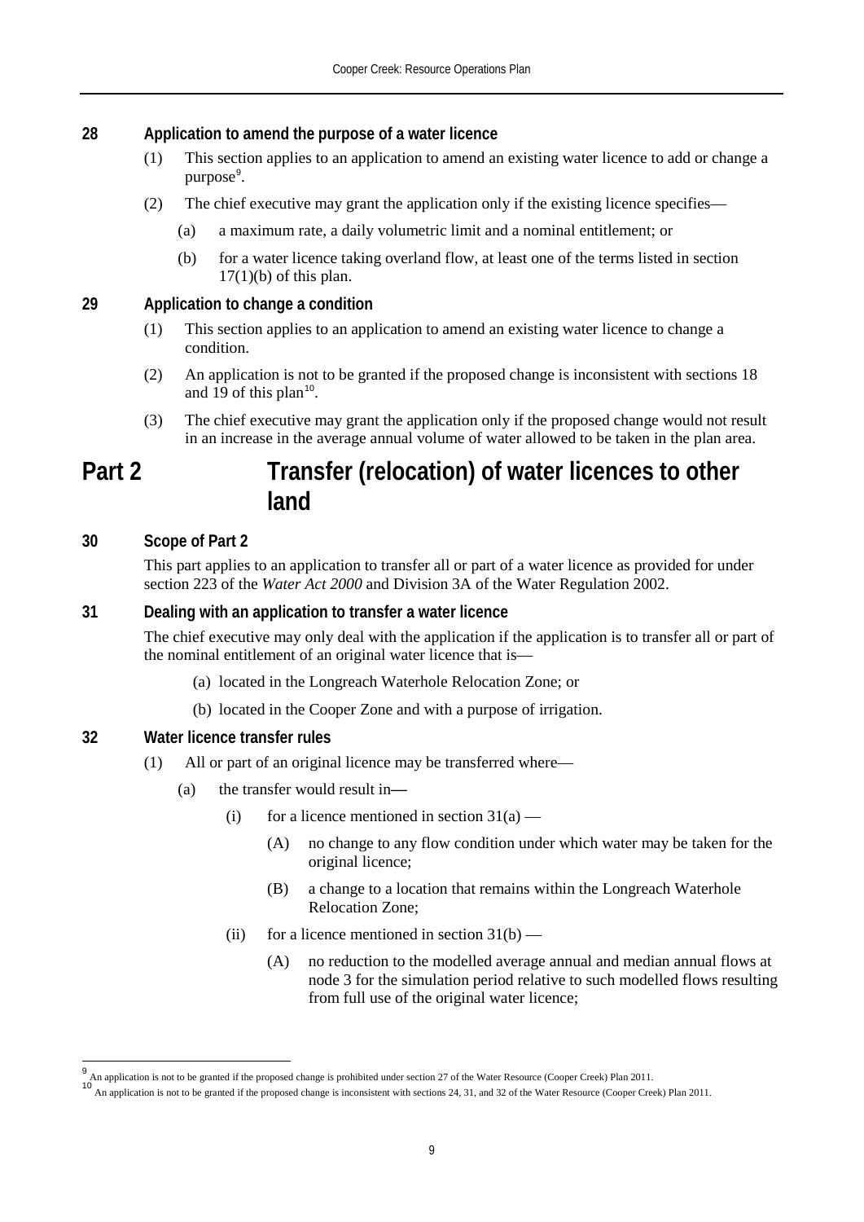### 28 Application to amend the purpose of a water licence

(1) This section applies to an application to amend an existing water licence to add or change a purpose[9].

(2) The chief executive may grant the application only if the existing licence specifies—

(a) a maximum rate, a daily volumetric limit and a nominal entitlement; or

(b) for a water licence taking overland flow, at least one of the terms listed in section 17(1)(b) of this plan.

### 29 Application to change a condition

(1) This section applies to an application to amend an existing water licence to change a condition.

(2) An application is not to be granted if the proposed change is inconsistent with sections 18 and 19 of this plan[10].

(3) The chief executive may grant the application only if the proposed change would not result in an increase in the average annual volume of water allowed to be taken in the plan area.

## Part 2 Transfer (relocation) of water licences to other land

### 30 Scope of Part 2

This part applies to an application to transfer all or part of a water licence as provided for under section 223 of the *Water Act 2000* and Division 3A of the Water Regulation 2002.

### 31 Dealing with an application to transfer a water licence

The chief executive may only deal with the application if the application is to transfer all or part of the nominal entitlement of an original water licence that is—

(a) located in the Longreach Waterhole Relocation Zone; or

(b) located in the Cooper Zone and with a purpose of irrigation.

### 32 Water licence transfer rules

(1) All or part of an original licence may be transferred where—

(a) the transfer would result in—

(i) for a licence mentioned in section 31(a) —

(A) no change to any flow condition under which water may be taken for the original licence;

(B) a change to a location that remains within the Longreach Waterhole Relocation Zone;

(ii) for a licence mentioned in section 31(b) —

(A) no reduction to the modelled average annual and median annual flows at node 3 for the simulation period relative to such modelled flows resulting from full use of the original water licence;

---

[9] An application is not to be granted if the proposed change is prohibited under section 27 of the Water Resource (Cooper Creek) Plan 2011.

[10] An application is not to be granted if the proposed change is inconsistent with sections 24, 31, and 32 of the Water Resource (Cooper Creek) Plan 2011.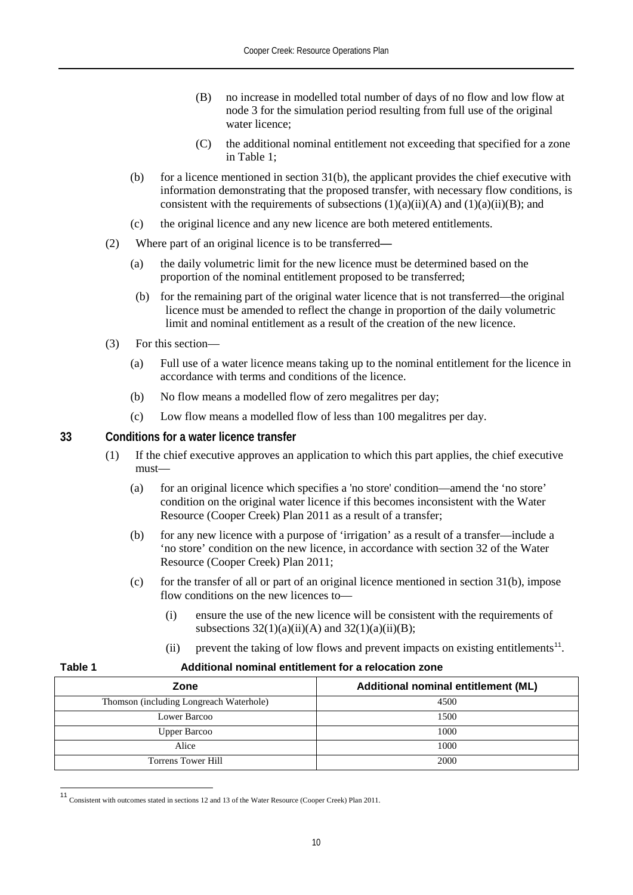(B) no increase in modelled total number of days of no flow and low flow at node 3 for the simulation period resulting from full use of the original water licence;

(C) the additional nominal entitlement not exceeding that specified for a zone in Table 1;

(b) for a licence mentioned in section 31(b), the applicant provides the chief executive with information demonstrating that the proposed transfer, with necessary flow conditions, is consistent with the requirements of subsections (1)(a)(ii)(A) and (1)(a)(ii)(B); and

(c) the original licence and any new licence are both metered entitlements.

(2) Where part of an original licence is to be transferred—

(a) the daily volumetric limit for the new licence must be determined based on the proportion of the nominal entitlement proposed to be transferred;

(b) for the remaining part of the original water licence that is not transferred—the original licence must be amended to reflect the change in proportion of the daily volumetric limit and nominal entitlement as a result of the creation of the new licence.

(3) For this section—

(a) Full use of a water licence means taking up to the nominal entitlement for the licence in accordance with terms and conditions of the licence.

(b) No flow means a modelled flow of zero megalitres per day;

(c) Low flow means a modelled flow of less than 100 megalitres per day.

### 33 Conditions for a water licence transfer

(1) If the chief executive approves an application to which this part applies, the chief executive must—

(a) for an original licence which specifies a 'no store' condition—amend the 'no store' condition on the original water licence if this becomes inconsistent with the Water Resource (Cooper Creek) Plan 2011 as a result of a transfer;

(b) for any new licence with a purpose of 'irrigation' as a result of a transfer—include a 'no store' condition on the new licence, in accordance with section 32 of the Water Resource (Cooper Creek) Plan 2011;

(c) for the transfer of all or part of an original licence mentioned in section 31(b), impose flow conditions on the new licences to—

(i) ensure the use of the new licence will be consistent with the requirements of subsections 32(1)(a)(ii)(A) and 32(1)(a)(ii)(B);

(ii) prevent the taking of low flows and prevent impacts on existing entitlements[11].

**Table 1 Additional nominal entitlement for a relocation zone**

| Zone | Additional nominal entitlement (ML) |
|---|---|
| Thomson (including Longreach Waterhole) | 4500 |
| Lower Barcoo | 1500 |
| Upper Barcoo | 1000 |
| Alice | 1000 |
| Torrens Tower Hill | 2000 |

[11] Consistent with outcomes stated in sections 12 and 13 of the Water Resource (Cooper Creek) Plan 2011.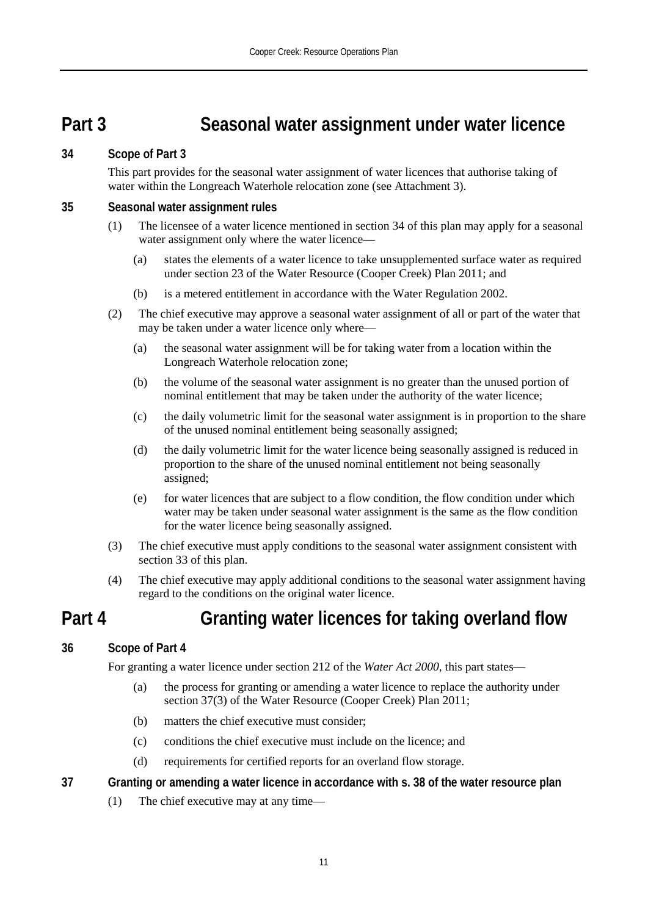# Part 3 Seasonal water assignment under water licence

### 34 Scope of Part 3

This part provides for the seasonal water assignment of water licences that authorise taking of water within the Longreach Waterhole relocation zone (see Attachment 3).

### 35 Seasonal water assignment rules

(1) The licensee of a water licence mentioned in section 34 of this plan may apply for a seasonal water assignment only where the water licence—

(a) states the elements of a water licence to take unsupplemented surface water as required under section 23 of the Water Resource (Cooper Creek) Plan 2011; and

(b) is a metered entitlement in accordance with the Water Regulation 2002.

(2) The chief executive may approve a seasonal water assignment of all or part of the water that may be taken under a water licence only where—

(a) the seasonal water assignment will be for taking water from a location within the Longreach Waterhole relocation zone;

(b) the volume of the seasonal water assignment is no greater than the unused portion of nominal entitlement that may be taken under the authority of the water licence;

(c) the daily volumetric limit for the seasonal water assignment is in proportion to the share of the unused nominal entitlement being seasonally assigned;

(d) the daily volumetric limit for the water licence being seasonally assigned is reduced in proportion to the share of the unused nominal entitlement not being seasonally assigned;

(e) for water licences that are subject to a flow condition, the flow condition under which water may be taken under seasonal water assignment is the same as the flow condition for the water licence being seasonally assigned.

(3) The chief executive must apply conditions to the seasonal water assignment consistent with section 33 of this plan.

(4) The chief executive may apply additional conditions to the seasonal water assignment having regard to the conditions on the original water licence.

# Part 4 Granting water licences for taking overland flow

### 36 Scope of Part 4

For granting a water licence under section 212 of the *Water Act 2000*, this part states—

(a) the process for granting or amending a water licence to replace the authority under section 37(3) of the Water Resource (Cooper Creek) Plan 2011;

(b) matters the chief executive must consider;

(c) conditions the chief executive must include on the licence; and

(d) requirements for certified reports for an overland flow storage.

### 37 Granting or amending a water licence in accordance with s. 38 of the water resource plan

(1) The chief executive may at any time—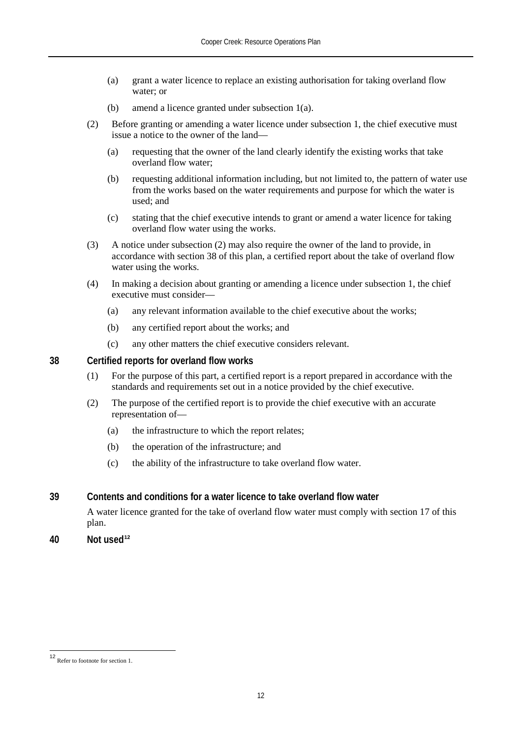(a) grant a water licence to replace an existing authorisation for taking overland flow water; or

(b) amend a licence granted under subsection 1(a).

(2) Before granting or amending a water licence under subsection 1, the chief executive must issue a notice to the owner of the land—

(a) requesting that the owner of the land clearly identify the existing works that take overland flow water;

(b) requesting additional information including, but not limited to, the pattern of water use from the works based on the water requirements and purpose for which the water is used; and

(c) stating that the chief executive intends to grant or amend a water licence for taking overland flow water using the works.

(3) A notice under subsection (2) may also require the owner of the land to provide, in accordance with section 38 of this plan, a certified report about the take of overland flow water using the works.

(4) In making a decision about granting or amending a licence under subsection 1, the chief executive must consider—

(a) any relevant information available to the chief executive about the works;

(b) any certified report about the works; and

(c) any other matters the chief executive considers relevant.

### 38 Certified reports for overland flow works

(1) For the purpose of this part, a certified report is a report prepared in accordance with the standards and requirements set out in a notice provided by the chief executive.

(2) The purpose of the certified report is to provide the chief executive with an accurate representation of—

(a) the infrastructure to which the report relates;

(b) the operation of the infrastructure; and

(c) the ability of the infrastructure to take overland flow water.

### 39 Contents and conditions for a water licence to take overland flow water

A water licence granted for the take of overland flow water must comply with section 17 of this plan.

### 40 Not used[12]

---

[12] Refer to footnote for section 1.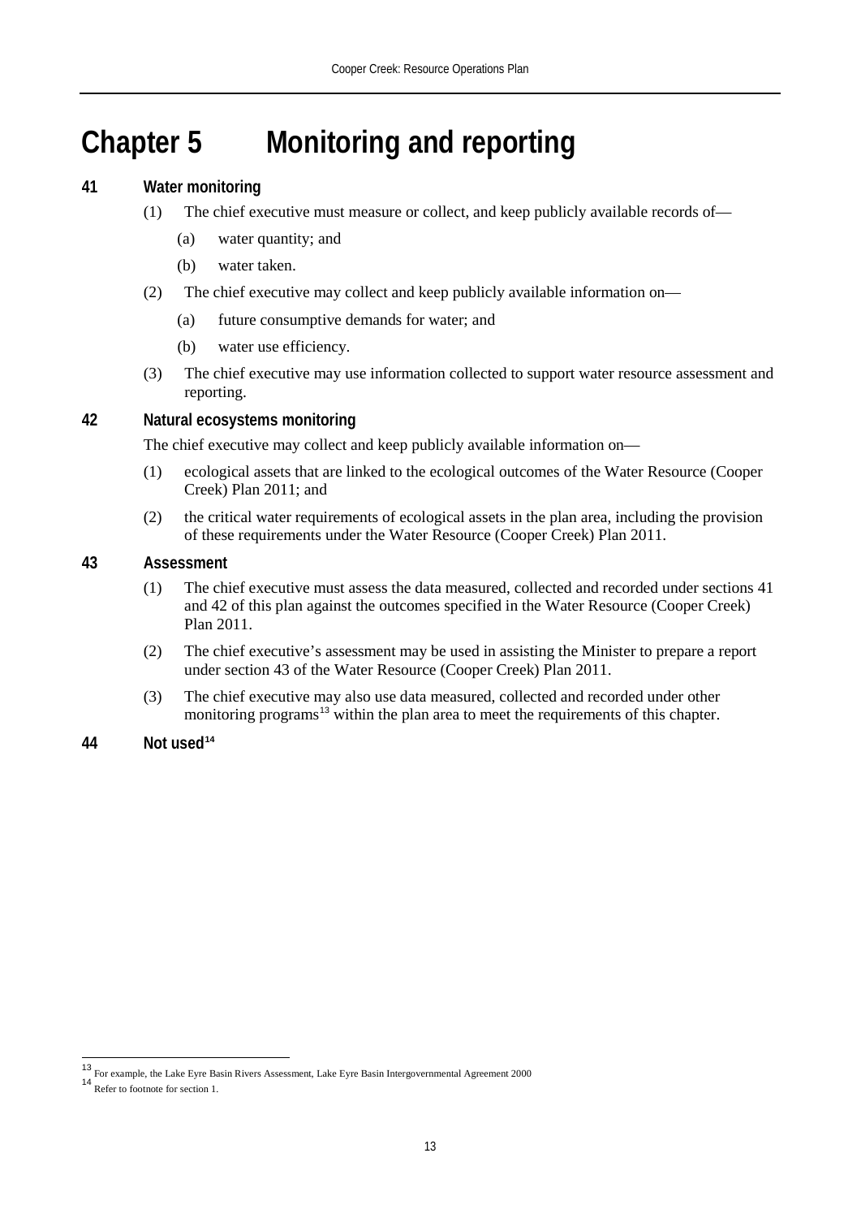# Chapter 5 Monitoring and reporting

### 41 Water monitoring

(1) The chief executive must measure or collect, and keep publicly available records of—

(a) water quantity; and

(b) water taken.

(2) The chief executive may collect and keep publicly available information on—

(a) future consumptive demands for water; and

(b) water use efficiency.

(3) The chief executive may use information collected to support water resource assessment and reporting.

### 42 Natural ecosystems monitoring

The chief executive may collect and keep publicly available information on—

(1) ecological assets that are linked to the ecological outcomes of the Water Resource (Cooper Creek) Plan 2011; and

(2) the critical water requirements of ecological assets in the plan area, including the provision of these requirements under the Water Resource (Cooper Creek) Plan 2011.

### 43 Assessment

(1) The chief executive must assess the data measured, collected and recorded under sections 41 and 42 of this plan against the outcomes specified in the Water Resource (Cooper Creek) Plan 2011.

(2) The chief executive's assessment may be used in assisting the Minister to prepare a report under section 43 of the Water Resource (Cooper Creek) Plan 2011.

(3) The chief executive may also use data measured, collected and recorded under other monitoring programs[13] within the plan area to meet the requirements of this chapter.

### 44 Not used[14]

---

[13] For example, the Lake Eyre Basin Rivers Assessment, Lake Eyre Basin Intergovernmental Agreement 2000

[14] Refer to footnote for section 1.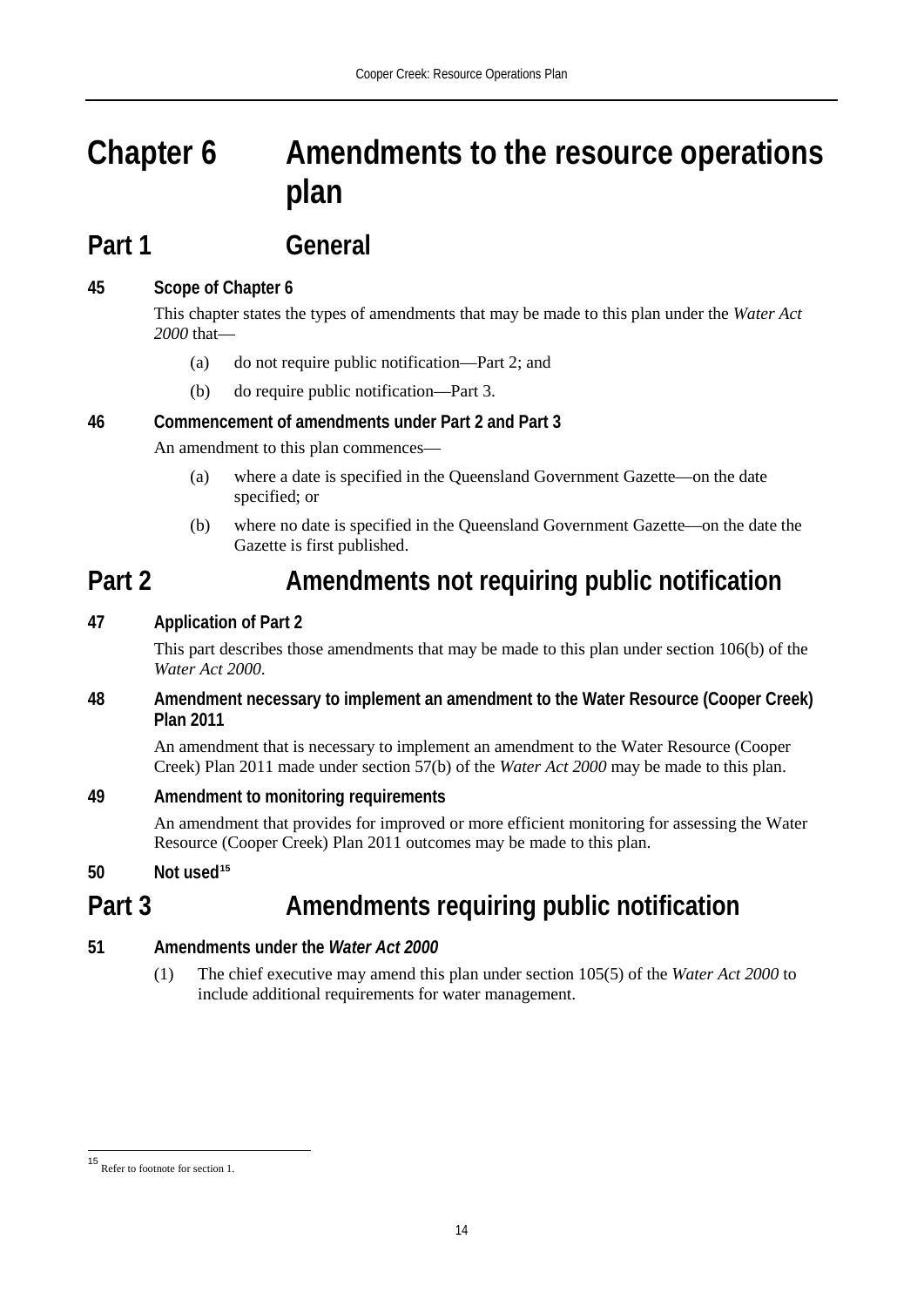# Chapter 6 Amendments to the resource operations plan

## Part 1 General

### 45 Scope of Chapter 6

This chapter states the types of amendments that may be made to this plan under the *Water Act 2000* that—

(a) do not require public notification—Part 2; and

(b) do require public notification—Part 3.

### 46 Commencement of amendments under Part 2 and Part 3

An amendment to this plan commences—

(a) where a date is specified in the Queensland Government Gazette—on the date specified; or

(b) where no date is specified in the Queensland Government Gazette—on the date the Gazette is first published.

## Part 2 Amendments not requiring public notification

### 47 Application of Part 2

This part describes those amendments that may be made to this plan under section 106(b) of the *Water Act 2000*.

### 48 Amendment necessary to implement an amendment to the Water Resource (Cooper Creek) Plan 2011

An amendment that is necessary to implement an amendment to the Water Resource (Cooper Creek) Plan 2011 made under section 57(b) of the *Water Act 2000* may be made to this plan.

### 49 Amendment to monitoring requirements

An amendment that provides for improved or more efficient monitoring for assessing the Water Resource (Cooper Creek) Plan 2011 outcomes may be made to this plan.

### 50 Not used[15]

## Part 3 Amendments requiring public notification

### 51 Amendments under the *Water Act 2000*

(1) The chief executive may amend this plan under section 105(5) of the *Water Act 2000* to include additional requirements for water management.

---

[15] Refer to footnote for section 1.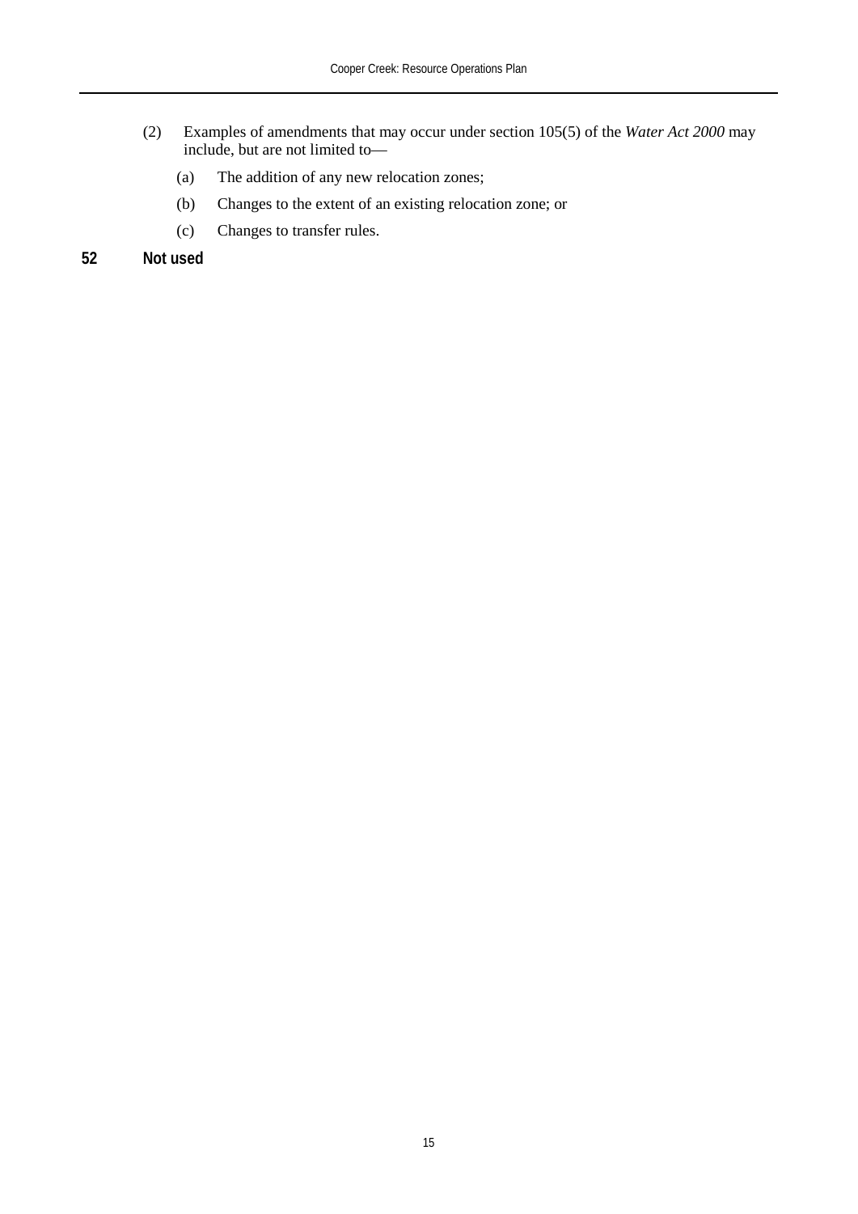(2) Examples of amendments that may occur under section 105(5) of the *Water Act 2000* may include, but are not limited to—

(a) The addition of any new relocation zones;

(b) Changes to the extent of an existing relocation zone; or

(c) Changes to transfer rules.

### 52 Not used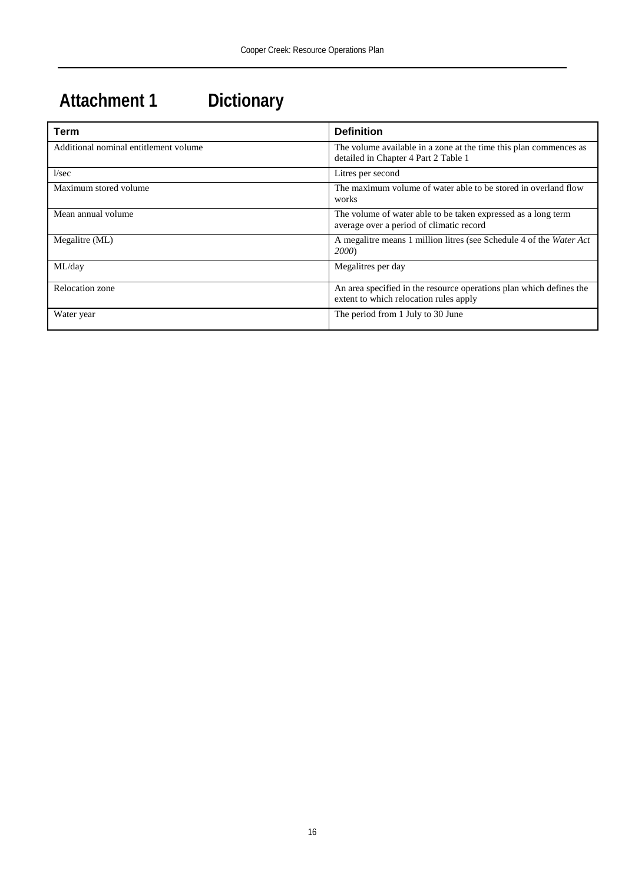# Attachment 1 Dictionary

| Term | Definition |
|---|---|
| Additional nominal entitlement volume | The volume available in a zone at the time this plan commences as detailed in Chapter 4 Part 2 Table 1 |
| l/sec | Litres per second |
| Maximum stored volume | The maximum volume of water able to be stored in overland flow works |
| Mean annual volume | The volume of water able to be taken expressed as a long term average over a period of climatic record |
| Megalitre (ML) | A megalitre means 1 million litres (see Schedule 4 of the *Water Act 2000*) |
| ML/day | Megalitres per day |
| Relocation zone | An area specified in the resource operations plan which defines the extent to which relocation rules apply |
| Water year | The period from 1 July to 30 June |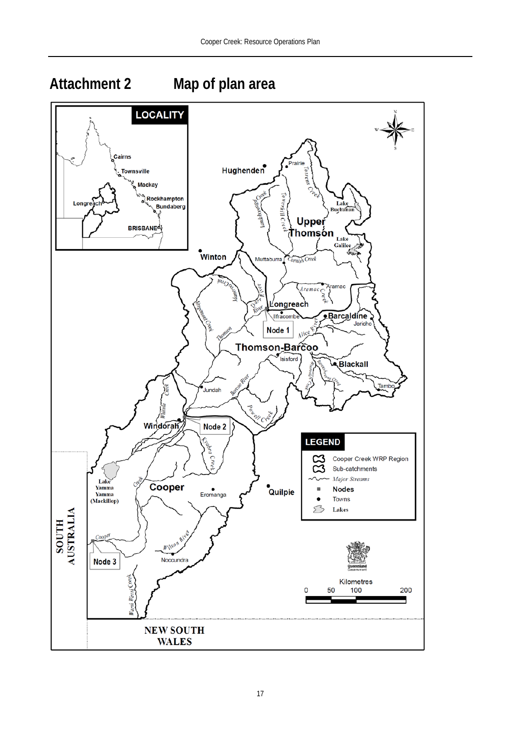# Attachment 2 Map of plan area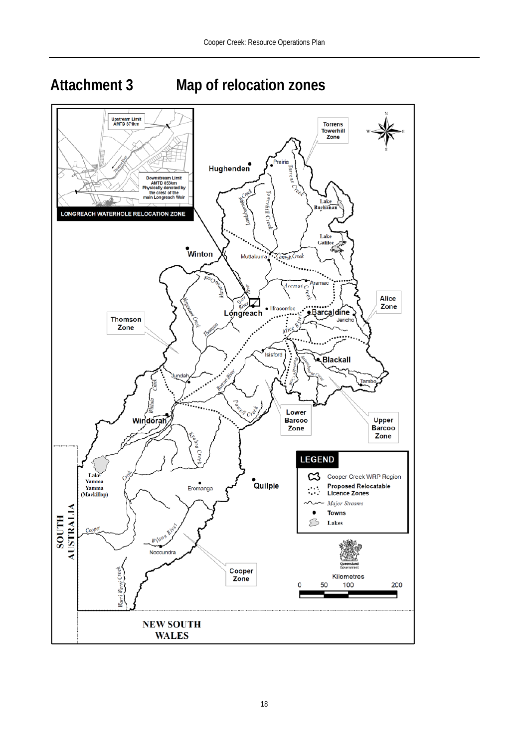# Attachment 3 Map of relocation zones

Upstream Limit
AMTD 871km

Downstream Limit
AMTD 853km
Physically denoted by the crest of the main Longreach Weir

LONGREACH WATERHOLE RELOCATION ZONE

Torrens Towerhill Zone

Hughenden

Prairie

Lake Buchanan

Lake Galilee

Winton

Muttaburra

Aramac

Alice Zone

Thomson Zone

Longreach

Ilfracombe

Barcaldine

Jericho

Isisford

Blackall

Tambo

Jundah

Windorah

Lower Barcoo Zone

Upper Barcoo Zone

LEGEND

- Cooper Creek WRP Region
- Proposed Relocatable Licence Zones
- Major Streams
- Towns
- Lakes

Lake Yamma Yamma (Mackillop)

Eromanga

Quilpie

SOUTH AUSTRALIA

Noccundra

Cooper Zone

Kilometres
0 50 100 200

NEW SOUTH WALES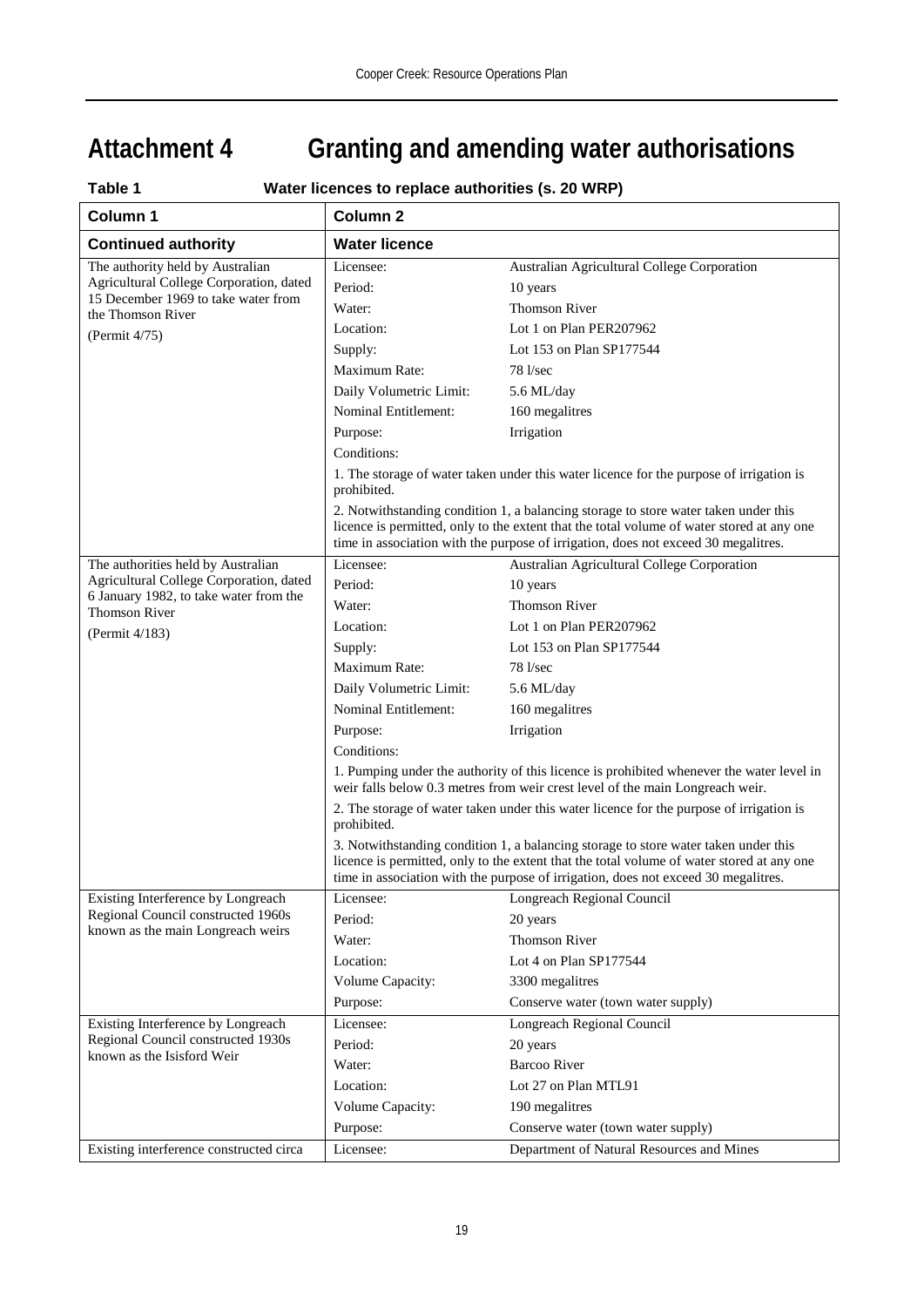# Attachment 4 Granting and amending water authorisations

**Table 1 Water licences to replace authorities (s. 20 WRP)**

| Column 1 | Column 2 | |
|---|---|---|
| **Continued authority** | **Water licence** | |
| The authority held by Australian Agricultural College Corporation, dated 15 December 1969 to take water from the Thomson River<br><br>(Permit 4/75) | Licensee: | Australian Agricultural College Corporation |
| | Period: | 10 years |
| | Water: | Thomson River |
| | Location: | Lot 1 on Plan PER207962 |
| | Supply: | Lot 153 on Plan SP177544 |
| | Maximum Rate: | 78 l/sec |
| | Daily Volumetric Limit: | 5.6 ML/day |
| | Nominal Entitlement: | 160 megalitres |
| | Purpose: | Irrigation |
| | Conditions:<br><br>1. The storage of water taken under this water licence for the purpose of irrigation is prohibited.<br><br>2. Notwithstanding condition 1, a balancing storage to store water taken under this licence is permitted, only to the extent that the total volume of water stored at any one time in association with the purpose of irrigation, does not exceed 30 megalitres. | |
| The authorities held by Australian Agricultural College Corporation, dated 6 January 1982, to take water from the Thomson River<br><br>(Permit 4/183) | Licensee: | Australian Agricultural College Corporation |
| | Period: | 10 years |
| | Water: | Thomson River |
| | Location: | Lot 1 on Plan PER207962 |
| | Supply: | Lot 153 on Plan SP177544 |
| | Maximum Rate: | 78 l/sec |
| | Daily Volumetric Limit: | 5.6 ML/day |
| | Nominal Entitlement: | 160 megalitres |
| | Purpose: | Irrigation |
| | Conditions:<br><br>1. Pumping under the authority of this licence is prohibited whenever the water level in weir falls below 0.3 metres from weir crest level of the main Longreach weir.<br><br>2. The storage of water taken under this water licence for the purpose of irrigation is prohibited.<br><br>3. Notwithstanding condition 1, a balancing storage to store water taken under this licence is permitted, only to the extent that the total volume of water stored at any one time in association with the purpose of irrigation, does not exceed 30 megalitres. | |
| Existing Interference by Longreach Regional Council constructed 1960s known as the main Longreach weirs | Licensee: | Longreach Regional Council |
| | Period: | 20 years |
| | Water: | Thomson River |
| | Location: | Lot 4 on Plan SP177544 |
| | Volume Capacity: | 3300 megalitres |
| | Purpose: | Conserve water (town water supply) |
| Existing Interference by Longreach Regional Council constructed 1930s known as the Isisford Weir | Licensee: | Longreach Regional Council |
| | Period: | 20 years |
| | Water: | Barcoo River |
| | Location: | Lot 27 on Plan MTL91 |
| | Volume Capacity: | 190 megalitres |
| | Purpose: | Conserve water (town water supply) |
| Existing interference constructed circa | Licensee: | Department of Natural Resources and Mines |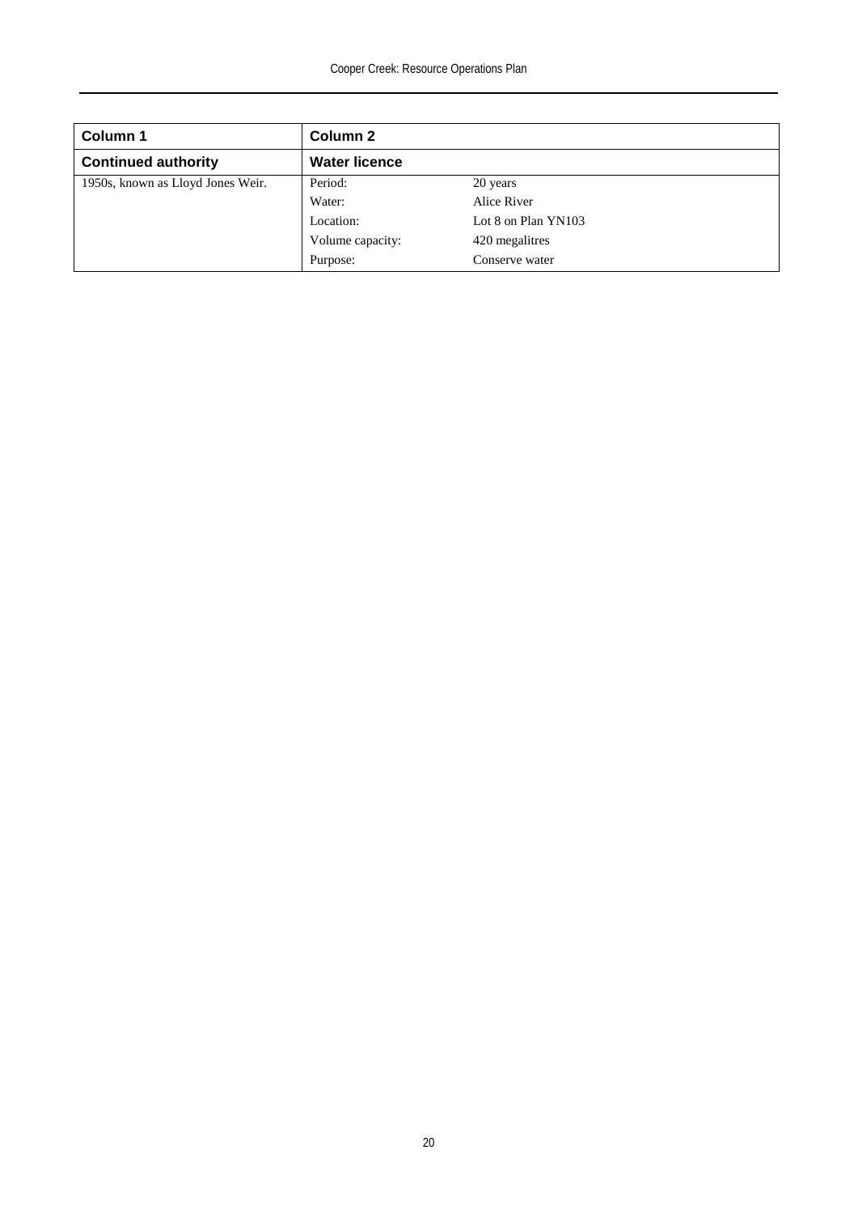| Column 1 | Column 2 | |
|---|---|---|
| **Continued authority** | **Water licence** | |
| 1950s, known as Lloyd Jones Weir. | Period: | 20 years |
| | Water: | Alice River |
| | Location: | Lot 8 on Plan YN103 |
| | Volume capacity: | 420 megalitres |
| | Purpose: | Conserve water |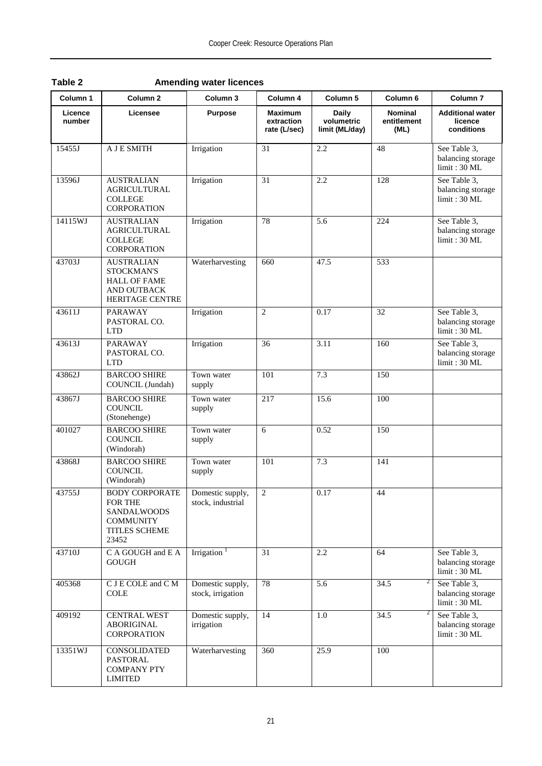**Table 2 Amending water licences**

| Column 1 | Column 2 | Column 3 | Column 4 | Column 5 | Column 6 | Column 7 |
|---|---|---|---|---|---|---|
| **Licence number** | **Licensee** | **Purpose** | **Maximum extraction rate (L/sec)** | **Daily volumetric limit (ML/day)** | **Nominal entitlement (ML)** | **Additional water licence conditions** |
| 15455J | A J E SMITH | Irrigation | 31 | 2.2 | 48 | See Table 3, balancing storage limit : 30 ML |
| 13596J | AUSTRALIAN AGRICULTURAL COLLEGE CORPORATION | Irrigation | 31 | 2.2 | 128 | See Table 3, balancing storage limit : 30 ML |
| 14115WJ | AUSTRALIAN AGRICULTURAL COLLEGE CORPORATION | Irrigation | 78 | 5.6 | 224 | See Table 3, balancing storage limit : 30 ML |
| 43703J | AUSTRALIAN STOCKMAN'S HALL OF FAME AND OUTBACK HERITAGE CENTRE | Waterharvesting | 660 | 47.5 | 533 | |
| 43611J | PARAWAY PASTORAL CO. LTD | Irrigation | 2 | 0.17 | 32 | See Table 3, balancing storage limit : 30 ML |
| 43613J | PARAWAY PASTORAL CO. LTD | Irrigation | 36 | 3.11 | 160 | See Table 3, balancing storage limit : 30 ML |
| 43862J | BARCOO SHIRE COUNCIL (Jundah) | Town water supply | 101 | 7.3 | 150 | |
| 43867J | BARCOO SHIRE COUNCIL (Stonehenge) | Town water supply | 217 | 15.6 | 100 | |
| 401027 | BARCOO SHIRE COUNCIL (Windorah) | Town water supply | 6 | 0.52 | 150 | |
| 43868J | BARCOO SHIRE COUNCIL (Windorah) | Town water supply | 101 | 7.3 | 141 | |
| 43755J | BODY CORPORATE FOR THE SANDALWOODS COMMUNITY TITLES SCHEME 23452 | Domestic supply, stock, industrial | 2 | 0.17 | 44 | |
| 43710J | C A GOUGH and E A GOUGH | Irrigation [1] | 31 | 2.2 | 64 | See Table 3, balancing storage limit : 30 ML |
| 405368 | C J E COLE and C M COLE | Domestic supply, stock, irrigation | 78 | 5.6 | 34.5 [2] | See Table 3, balancing storage limit : 30 ML |
| 409192 | CENTRAL WEST ABORIGINAL CORPORATION | Domestic supply, irrigation | 14 | 1.0 | 34.5 [2] | See Table 3, balancing storage limit : 30 ML |
| 13351WJ | CONSOLIDATED PASTORAL COMPANY PTY LIMITED | Waterharvesting | 360 | 25.9 | 100 | |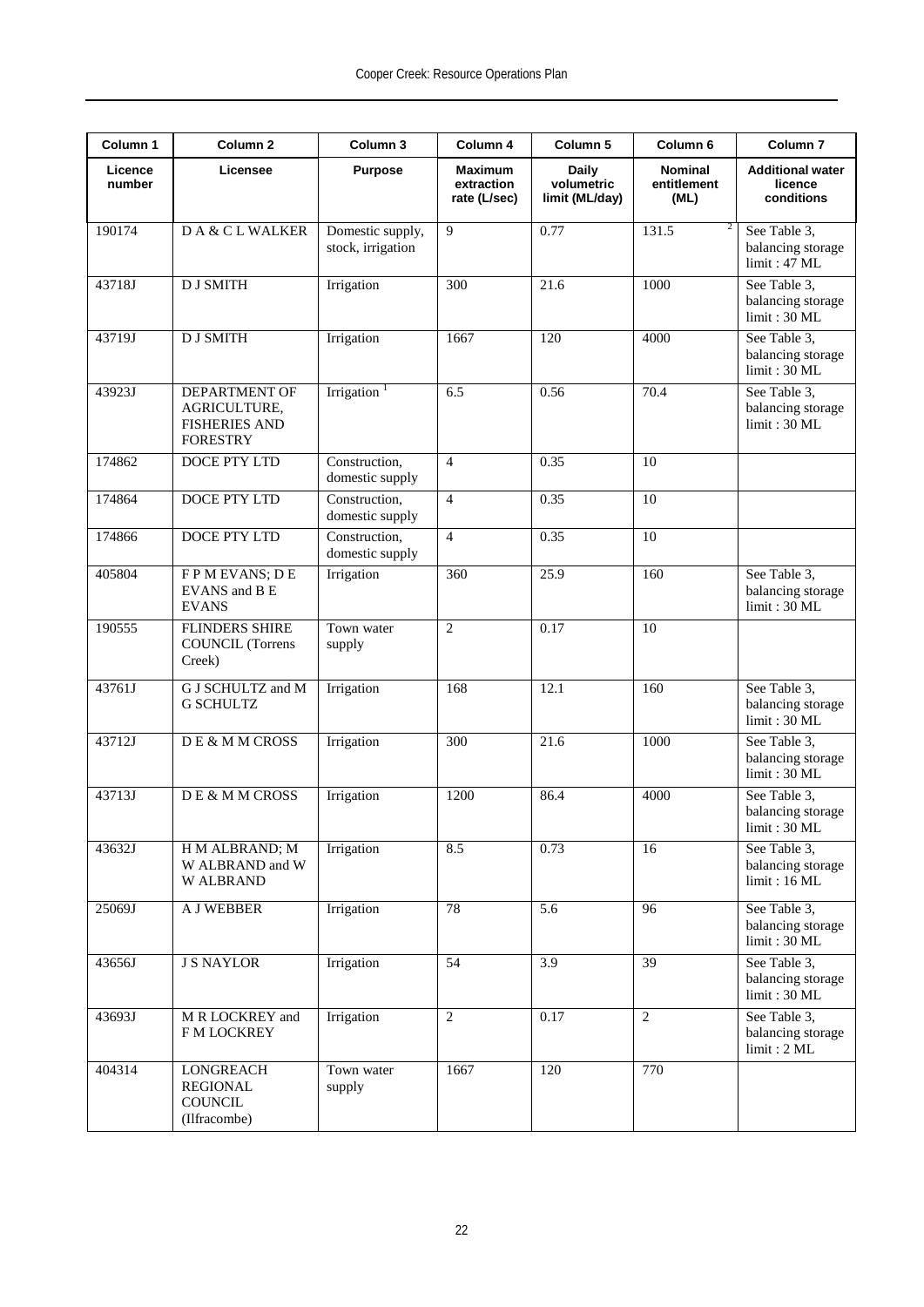| Column 1 | Column 2 | Column 3 | Column 4 | Column 5 | Column 6 | Column 7 |
|---|---|---|---|---|---|---|
| **Licence number** | **Licensee** | **Purpose** | **Maximum extraction rate (L/sec)** | **Daily volumetric limit (ML/day)** | **Nominal entitlement (ML)** | **Additional water licence conditions** |
| 190174 | D A & C L WALKER | Domestic supply, stock, irrigation | 9 | 0.77 | 131.5 [2] | See Table 3, balancing storage limit : 47 ML |
| 43718J | D J SMITH | Irrigation | 300 | 21.6 | 1000 | See Table 3, balancing storage limit : 30 ML |
| 43719J | D J SMITH | Irrigation | 1667 | 120 | 4000 | See Table 3, balancing storage limit : 30 ML |
| 43923J | DEPARTMENT OF AGRICULTURE, FISHERIES AND FORESTRY | Irrigation [1] | 6.5 | 0.56 | 70.4 | See Table 3, balancing storage limit : 30 ML |
| 174862 | DOCE PTY LTD | Construction, domestic supply | 4 | 0.35 | 10 | |
| 174864 | DOCE PTY LTD | Construction, domestic supply | 4 | 0.35 | 10 | |
| 174866 | DOCE PTY LTD | Construction, domestic supply | 4 | 0.35 | 10 | |
| 405804 | F P M EVANS; D E EVANS and B E EVANS | Irrigation | 360 | 25.9 | 160 | See Table 3, balancing storage limit : 30 ML |
| 190555 | FLINDERS SHIRE COUNCIL (Torrens Creek) | Town water supply | 2 | 0.17 | 10 | |
| 43761J | G J SCHULTZ and M G SCHULTZ | Irrigation | 168 | 12.1 | 160 | See Table 3, balancing storage limit : 30 ML |
| 43712J | D E & M M CROSS | Irrigation | 300 | 21.6 | 1000 | See Table 3, balancing storage limit : 30 ML |
| 43713J | D E & M M CROSS | Irrigation | 1200 | 86.4 | 4000 | See Table 3, balancing storage limit : 30 ML |
| 43632J | H M ALBRAND; M W ALBRAND and W W ALBRAND | Irrigation | 8.5 | 0.73 | 16 | See Table 3, balancing storage limit : 16 ML |
| 25069J | A J WEBBER | Irrigation | 78 | 5.6 | 96 | See Table 3, balancing storage limit : 30 ML |
| 43656J | J S NAYLOR | Irrigation | 54 | 3.9 | 39 | See Table 3, balancing storage limit : 30 ML |
| 43693J | M R LOCKREY and F M LOCKREY | Irrigation | 2 | 0.17 | 2 | See Table 3, balancing storage limit : 2 ML |
| 404314 | LONGREACH REGIONAL COUNCIL (Ilfracombe) | Town water supply | 1667 | 120 | 770 | |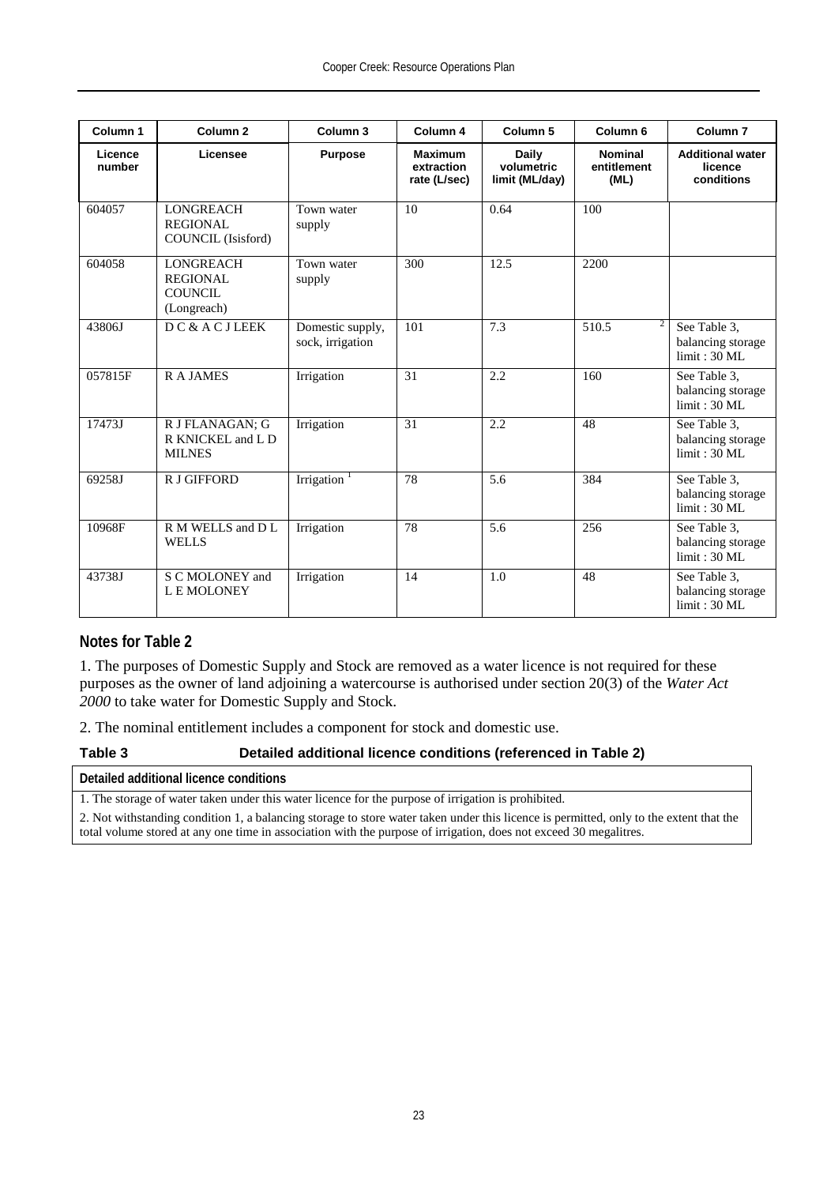| Column 1 | Column 2 | Column 3 | Column 4 | Column 5 | Column 6 | Column 7 |
|---|---|---|---|---|---|---|
| **Licence number** | **Licensee** | **Purpose** | **Maximum extraction rate (L/sec)** | **Daily volumetric limit (ML/day)** | **Nominal entitlement (ML)** | **Additional water licence conditions** |
| 604057 | LONGREACH REGIONAL COUNCIL (Isisford) | Town water supply | 10 | 0.64 | 100 | |
| 604058 | LONGREACH REGIONAL COUNCIL (Longreach) | Town water supply | 300 | 12.5 | 2200 | |
| 43806J | D C & A C J LEEK | Domestic supply, sock, irrigation | 101 | 7.3 | 510.5 [2] | See Table 3, balancing storage limit : 30 ML |
| 057815F | R A JAMES | Irrigation | 31 | 2.2 | 160 | See Table 3, balancing storage limit : 30 ML |
| 17473J | R J FLANAGAN; G R KNICKEL and L D MILNES | Irrigation | 31 | 2.2 | 48 | See Table 3, balancing storage limit : 30 ML |
| 69258J | R J GIFFORD | Irrigation [1] | 78 | 5.6 | 384 | See Table 3, balancing storage limit : 30 ML |
| 10968F | R M WELLS and D L WELLS | Irrigation | 78 | 5.6 | 256 | See Table 3, balancing storage limit : 30 ML |
| 43738J | S C MOLONEY and L E MOLONEY | Irrigation | 14 | 1.0 | 48 | See Table 3, balancing storage limit : 30 ML |

## Notes for Table 2

1. The purposes of Domestic Supply and Stock are removed as a water licence is not required for these purposes as the owner of land adjoining a watercourse is authorised under section 20(3) of the *Water Act 2000* to take water for Domestic Supply and Stock.

2. The nominal entitlement includes a component for stock and domestic use.

**Table 3 Detailed additional licence conditions (referenced in Table 2)**

| Detailed additional licence conditions |
|---|
| 1. The storage of water taken under this water licence for the purpose of irrigation is prohibited. |
| 2. Not withstanding condition 1, a balancing storage to store water taken under this licence is permitted, only to the extent that the total volume stored at any one time in association with the purpose of irrigation, does not exceed 30 megalitres. |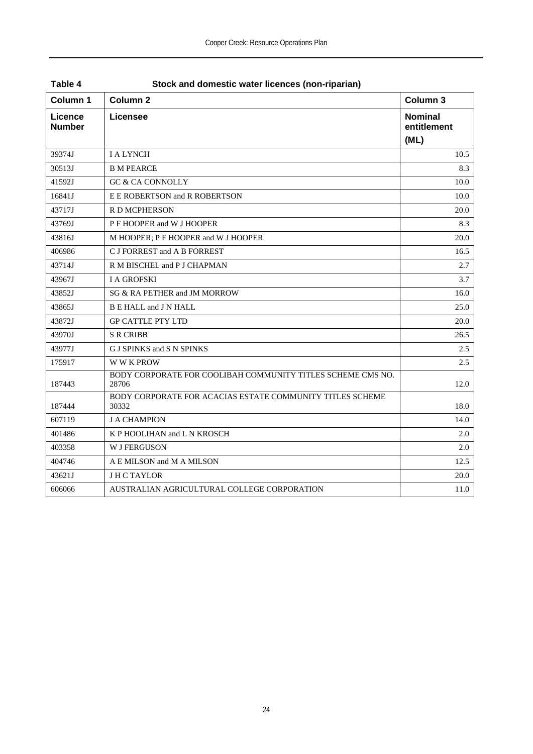**Table 4 Stock and domestic water licences (non-riparian)**

| Column 1 | Column 2 | Column 3 |
|---|---|---|
| **Licence Number** | **Licensee** | **Nominal entitlement (ML)** |
| 39374J | I A LYNCH | 10.5 |
| 30513J | B M PEARCE | 8.3 |
| 41592J | GC & CA CONNOLLY | 10.0 |
| 16841J | E E ROBERTSON and R ROBERTSON | 10.0 |
| 43717J | R D MCPHERSON | 20.0 |
| 43769J | P F HOOPER and W J HOOPER | 8.3 |
| 43816J | M HOOPER; P F HOOPER and W J HOOPER | 20.0 |
| 406986 | C J FORREST and A B FORREST | 16.5 |
| 43714J | R M BISCHEL and P J CHAPMAN | 2.7 |
| 43967J | I A GROFSKI | 3.7 |
| 43852J | SG & RA PETHER and JM MORROW | 16.0 |
| 43865J | B E HALL and J N HALL | 25.0 |
| 43872J | GP CATTLE PTY LTD | 20.0 |
| 43970J | S R CRIBB | 26.5 |
| 43977J | G J SPINKS and S N SPINKS | 2.5 |
| 175917 | W W K PROW | 2.5 |
| 187443 | BODY CORPORATE FOR COOLIBAH COMMUNITY TITLES SCHEME CMS NO. 28706 | 12.0 |
| 187444 | BODY CORPORATE FOR ACACIAS ESTATE COMMUNITY TITLES SCHEME 30332 | 18.0 |
| 607119 | J A CHAMPION | 14.0 |
| 401486 | K P HOOLIHAN and L N KROSCH | 2.0 |
| 403358 | W J FERGUSON | 2.0 |
| 404746 | A E MILSON and M A MILSON | 12.5 |
| 43621J | J H C TAYLOR | 20.0 |
| 606066 | AUSTRALIAN AGRICULTURAL COLLEGE CORPORATION | 11.0 |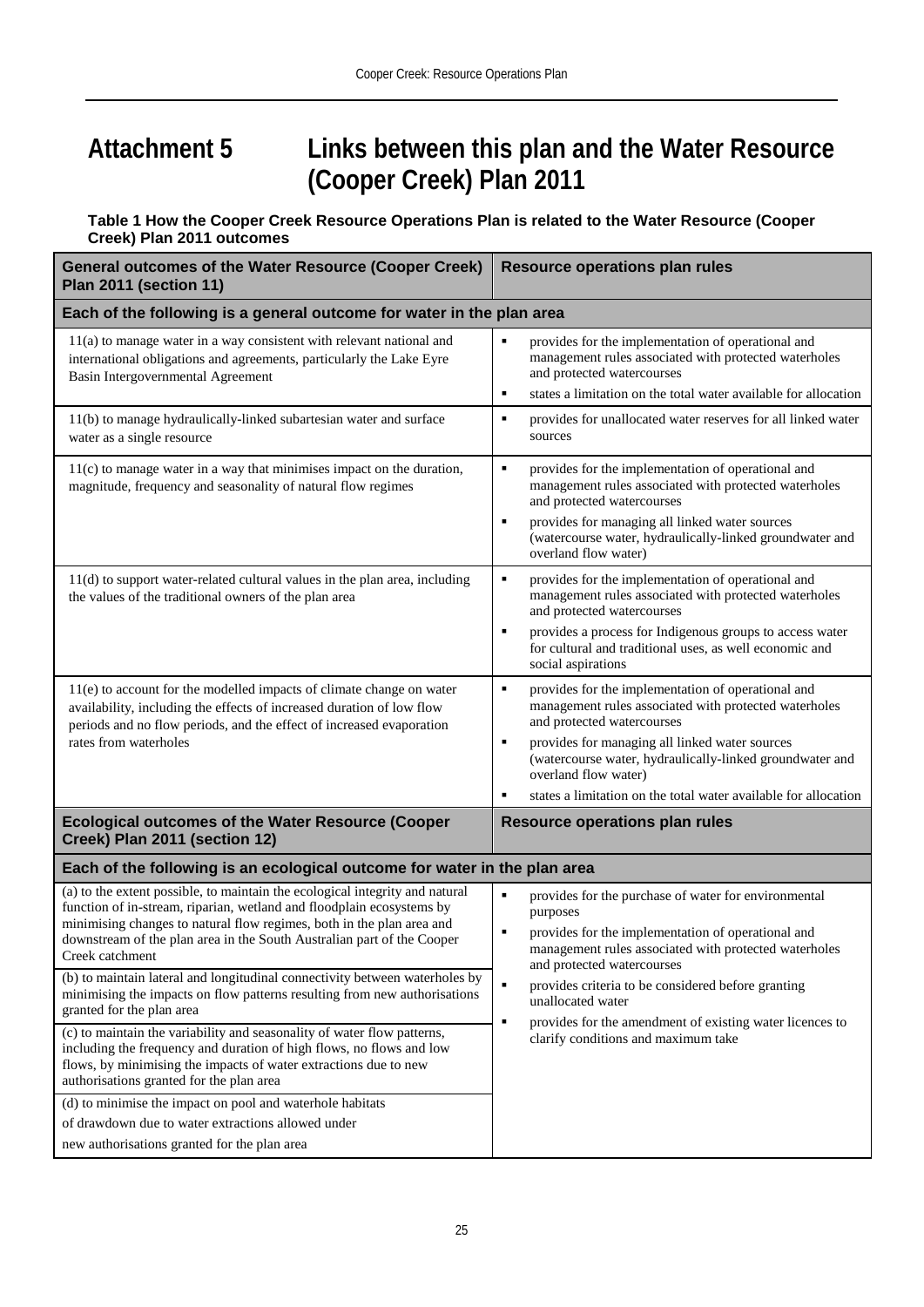# Attachment 5 Links between this plan and the Water Resource (Cooper Creek) Plan 2011

**Table 1 How the Cooper Creek Resource Operations Plan is related to the Water Resource (Cooper Creek) Plan 2011 outcomes**

| General outcomes of the Water Resource (Cooper Creek) Plan 2011 (section 11) | Resource operations plan rules |
|---|---|
| **Each of the following is a general outcome for water in the plan area** | |
| 11(a) to manage water in a way consistent with relevant national and international obligations and agreements, particularly the Lake Eyre Basin Intergovernmental Agreement | ▪ provides for the implementation of operational and management rules associated with protected waterholes and protected watercourses<br>▪ states a limitation on the total water available for allocation |
| 11(b) to manage hydraulically-linked subartesian water and surface water as a single resource | ▪ provides for unallocated water reserves for all linked water sources |
| 11(c) to manage water in a way that minimises impact on the duration, magnitude, frequency and seasonality of natural flow regimes | ▪ provides for the implementation of operational and management rules associated with protected waterholes and protected watercourses<br>▪ provides for managing all linked water sources (watercourse water, hydraulically-linked groundwater and overland flow water) |
| 11(d) to support water-related cultural values in the plan area, including the values of the traditional owners of the plan area | ▪ provides for the implementation of operational and management rules associated with protected waterholes and protected watercourses<br>▪ provides a process for Indigenous groups to access water for cultural and traditional uses, as well economic and social aspirations |
| 11(e) to account for the modelled impacts of climate change on water availability, including the effects of increased duration of low flow periods and no flow periods, and the effect of increased evaporation rates from waterholes | ▪ provides for the implementation of operational and management rules associated with protected waterholes and protected watercourses<br>▪ provides for managing all linked water sources (watercourse water, hydraulically-linked groundwater and overland flow water)<br>▪ states a limitation on the total water available for allocation |
| **Ecological outcomes of the Water Resource (Cooper Creek) Plan 2011 (section 12)** | **Resource operations plan rules** |
| **Each of the following is an ecological outcome for water in the plan area** | |
| (a) to the extent possible, to maintain the ecological integrity and natural function of in-stream, riparian, wetland and floodplain ecosystems by minimising changes to natural flow regimes, both in the plan area and downstream of the plan area in the South Australian part of the Cooper Creek catchment<br>(b) to maintain lateral and longitudinal connectivity between waterholes by minimising the impacts on flow patterns resulting from new authorisations granted for the plan area<br>(c) to maintain the variability and seasonality of water flow patterns, including the frequency and duration of high flows, no flows and low flows, by minimising the impacts of water extractions due to new authorisations granted for the plan area<br>(d) to minimise the impact on pool and waterhole habitats of drawdown due to water extractions allowed under new authorisations granted for the plan area | ▪ provides for the purchase of water for environmental purposes<br>▪ provides for the implementation of operational and management rules associated with protected waterholes and protected watercourses<br>▪ provides criteria to be considered before granting unallocated water<br>▪ provides for the amendment of existing water licences to clarify conditions and maximum take |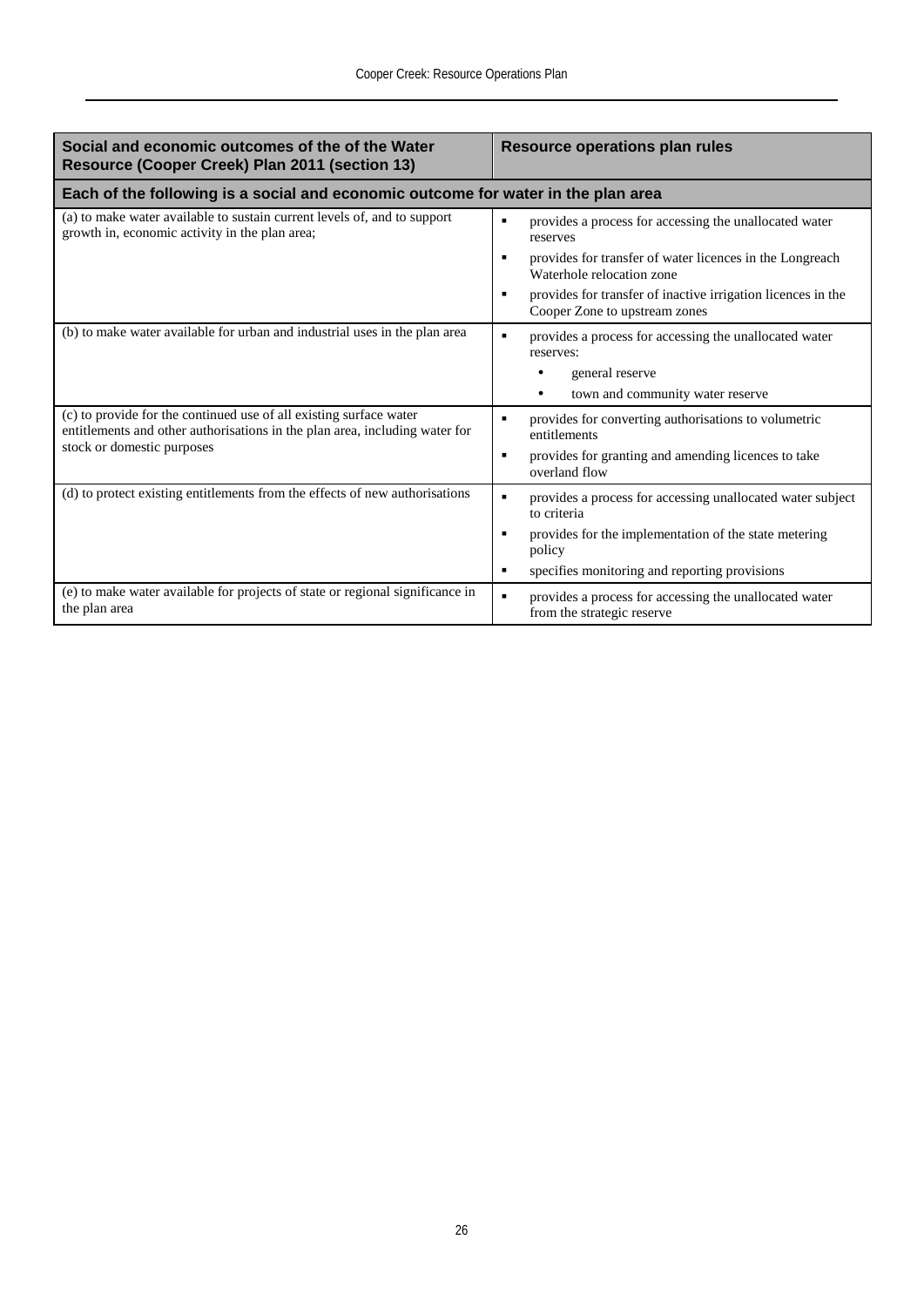| Social and economic outcomes of the of the Water Resource (Cooper Creek) Plan 2011 (section 13) | Resource operations plan rules |
|---|---|
| **Each of the following is a social and economic outcome for water in the plan area** | |
| (a) to make water available to sustain current levels of, and to support growth in, economic activity in the plan area; | ▪ provides a process for accessing the unallocated water reserves<br>▪ provides for transfer of water licences in the Longreach Waterhole relocation zone<br>▪ provides for transfer of inactive irrigation licences in the Cooper Zone to upstream zones |
| (b) to make water available for urban and industrial uses in the plan area | ▪ provides a process for accessing the unallocated water reserves:<br>• general reserve<br>• town and community water reserve |
| (c) to provide for the continued use of all existing surface water entitlements and other authorisations in the plan area, including water for stock or domestic purposes | ▪ provides for converting authorisations to volumetric entitlements<br>▪ provides for granting and amending licences to take overland flow |
| (d) to protect existing entitlements from the effects of new authorisations | ▪ provides a process for accessing unallocated water subject to criteria<br>▪ provides for the implementation of the state metering policy<br>▪ specifies monitoring and reporting provisions |
| (e) to make water available for projects of state or regional significance in the plan area | ▪ provides a process for accessing the unallocated water from the strategic reserve |